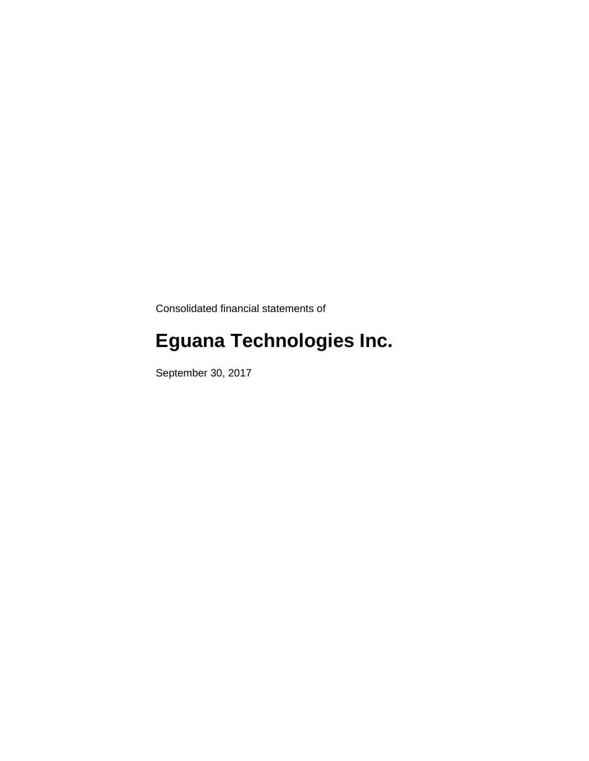Consolidated financial statements of

# Eguana Technologies Inc.

September 30, 2017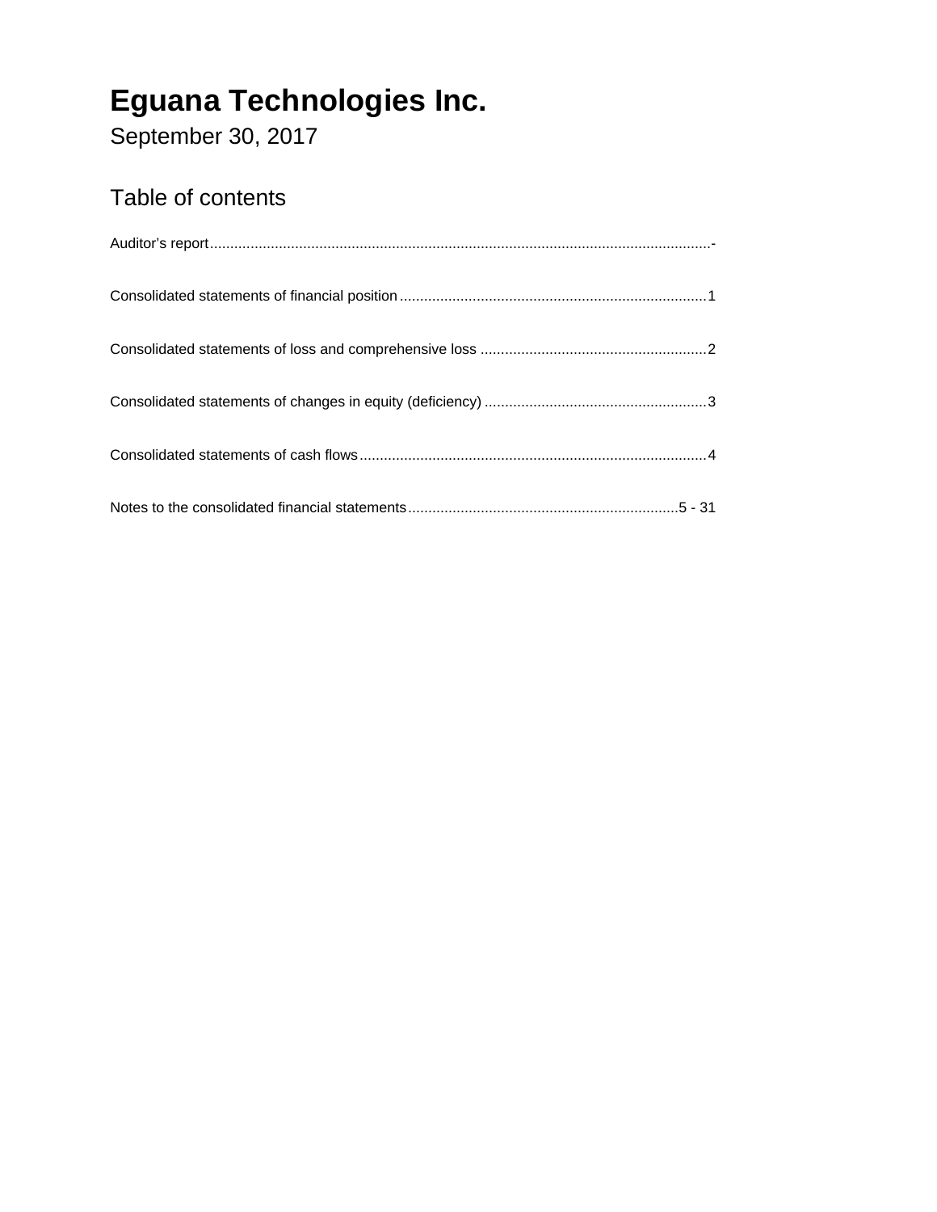# Eguana Technologies Inc.

September 30, 2017

## Table of contents

| | |
|---|---|
| Auditor's report | - |
| Consolidated statements of financial position | 1 |
| Consolidated statements of loss and comprehensive loss | 2 |
| Consolidated statements of changes in equity (deficiency) | 3 |
| Consolidated statements of cash flows | 4 |
| Notes to the consolidated financial statements | 5 - 31 |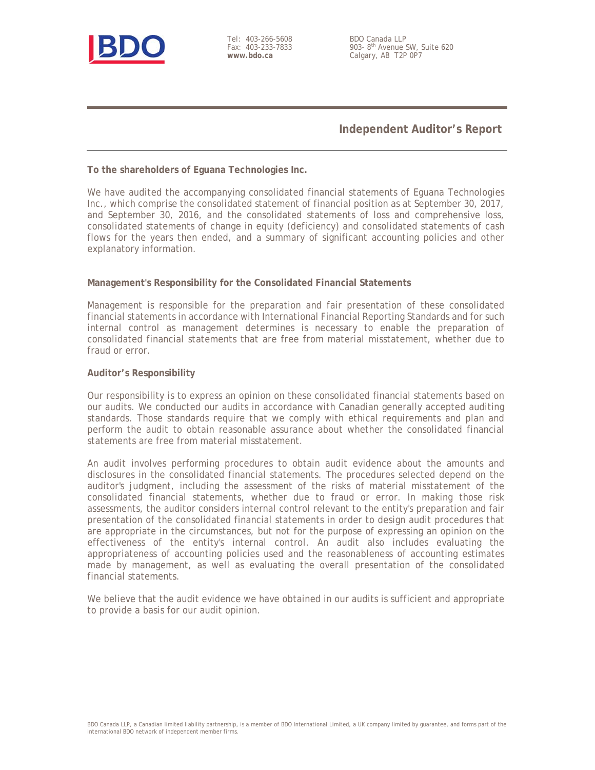Tel: 403-266-5608
Fax: 403-233-7833
**www.bdo.ca**

BDO Canada LLP
903- 8th Avenue SW, Suite 620
Calgary, AB T2P 0P7

## Independent Auditor's Report

**To the shareholders of Eguana Technologies Inc.**

We have audited the accompanying consolidated financial statements of Eguana Technologies Inc., which comprise the consolidated statement of financial position as at September 30, 2017, and September 30, 2016, and the consolidated statements of loss and comprehensive loss, consolidated statements of change in equity (deficiency) and consolidated statements of cash flows for the years then ended, and a summary of significant accounting policies and other explanatory information.

**Management's Responsibility for the Consolidated Financial Statements**

Management is responsible for the preparation and fair presentation of these consolidated financial statements in accordance with International Financial Reporting Standards and for such internal control as management determines is necessary to enable the preparation of consolidated financial statements that are free from material misstatement, whether due to fraud or error.

**Auditor's Responsibility**

Our responsibility is to express an opinion on these consolidated financial statements based on our audits. We conducted our audits in accordance with Canadian generally accepted auditing standards. Those standards require that we comply with ethical requirements and plan and perform the audit to obtain reasonable assurance about whether the consolidated financial statements are free from material misstatement.

An audit involves performing procedures to obtain audit evidence about the amounts and disclosures in the consolidated financial statements. The procedures selected depend on the auditor's judgment, including the assessment of the risks of material misstatement of the consolidated financial statements, whether due to fraud or error. In making those risk assessments, the auditor considers internal control relevant to the entity's preparation and fair presentation of the consolidated financial statements in order to design audit procedures that are appropriate in the circumstances, but not for the purpose of expressing an opinion on the effectiveness of the entity's internal control. An audit also includes evaluating the appropriateness of accounting policies used and the reasonableness of accounting estimates made by management, as well as evaluating the overall presentation of the consolidated financial statements.

We believe that the audit evidence we have obtained in our audits is sufficient and appropriate to provide a basis for our audit opinion.

BDO Canada LLP, a Canadian limited liability partnership, is a member of BDO International Limited, a UK company limited by guarantee, and forms part of the international BDO network of independent member firms.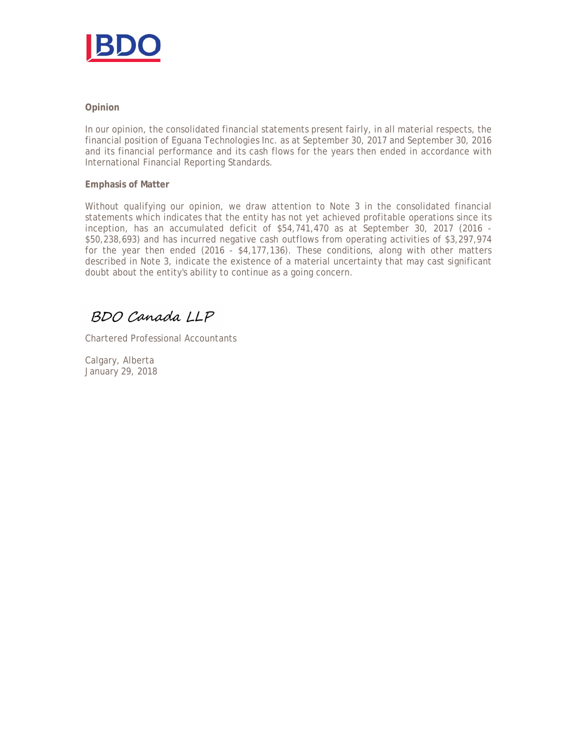**Opinion**

In our opinion, the consolidated financial statements present fairly, in all material respects, the financial position of Eguana Technologies Inc. as at September 30, 2017 and September 30, 2016 and its financial performance and its cash flows for the years then ended in accordance with International Financial Reporting Standards.

**Emphasis of Matter**

Without qualifying our opinion, we draw attention to Note 3 in the consolidated financial statements which indicates that the entity has not yet achieved profitable operations since its inception, has an accumulated deficit of $54,741,470 as at September 30, 2017 (2016 - $50,238,693) and has incurred negative cash outflows from operating activities of $3,297,974 for the year then ended (2016 - $4,177,136). These conditions, along with other matters described in Note 3, indicate the existence of a material uncertainty that may cast significant doubt about the entity's ability to continue as a going concern.

BDO Canada LLP

Chartered Professional Accountants

Calgary, Alberta
January 29, 2018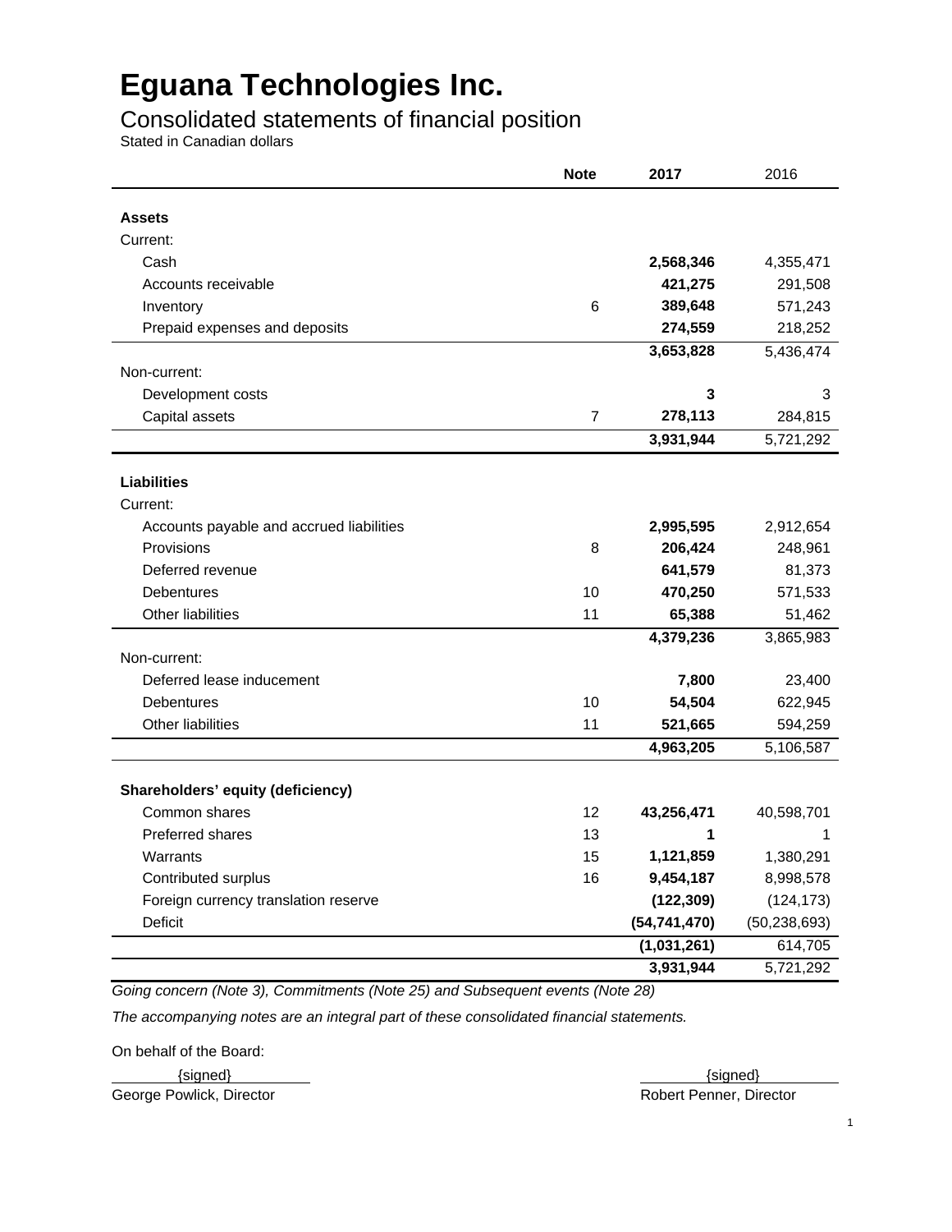# Eguana Technologies Inc.

## Consolidated statements of financial position

Stated in Canadian dollars

| | Note | 2017 | 2016 |
|---|---|---|---|
| **Assets** | | | |
| Current: | | | |
| Cash | | **2,568,346** | 4,355,471 |
| Accounts receivable | | **421,275** | 291,508 |
| Inventory | 6 | **389,648** | 571,243 |
| Prepaid expenses and deposits | | **274,559** | 218,252 |
| | | **3,653,828** | 5,436,474 |
| Non-current: | | | |
| Development costs | | **3** | 3 |
| Capital assets | 7 | **278,113** | 284,815 |
| | | **3,931,944** | 5,721,292 |
| **Liabilities** | | | |
| Current: | | | |
| Accounts payable and accrued liabilities | | **2,995,595** | 2,912,654 |
| Provisions | 8 | **206,424** | 248,961 |
| Deferred revenue | | **641,579** | 81,373 |
| Debentures | 10 | **470,250** | 571,533 |
| Other liabilities | 11 | **65,388** | 51,462 |
| | | **4,379,236** | 3,865,983 |
| Non-current: | | | |
| Deferred lease inducement | | **7,800** | 23,400 |
| Debentures | 10 | **54,504** | 622,945 |
| Other liabilities | 11 | **521,665** | 594,259 |
| | | **4,963,205** | 5,106,587 |
| **Shareholders' equity (deficiency)** | | | |
| Common shares | 12 | **43,256,471** | 40,598,701 |
| Preferred shares | 13 | **1** | 1 |
| Warrants | 15 | **1,121,859** | 1,380,291 |
| Contributed surplus | 16 | **9,454,187** | 8,998,578 |
| Foreign currency translation reserve | | **(122,309)** | (124,173) |
| Deficit | | **(54,741,470)** | (50,238,693) |
| | | **(1,031,261)** | 614,705 |
| | | **3,931,944** | 5,721,292 |

*Going concern (Note 3), Commitments (Note 25) and Subsequent events (Note 28)*

*The accompanying notes are an integral part of these consolidated financial statements.*

On behalf of the Board:

{signed}
George Powlick, Director

{signed}
Robert Penner, Director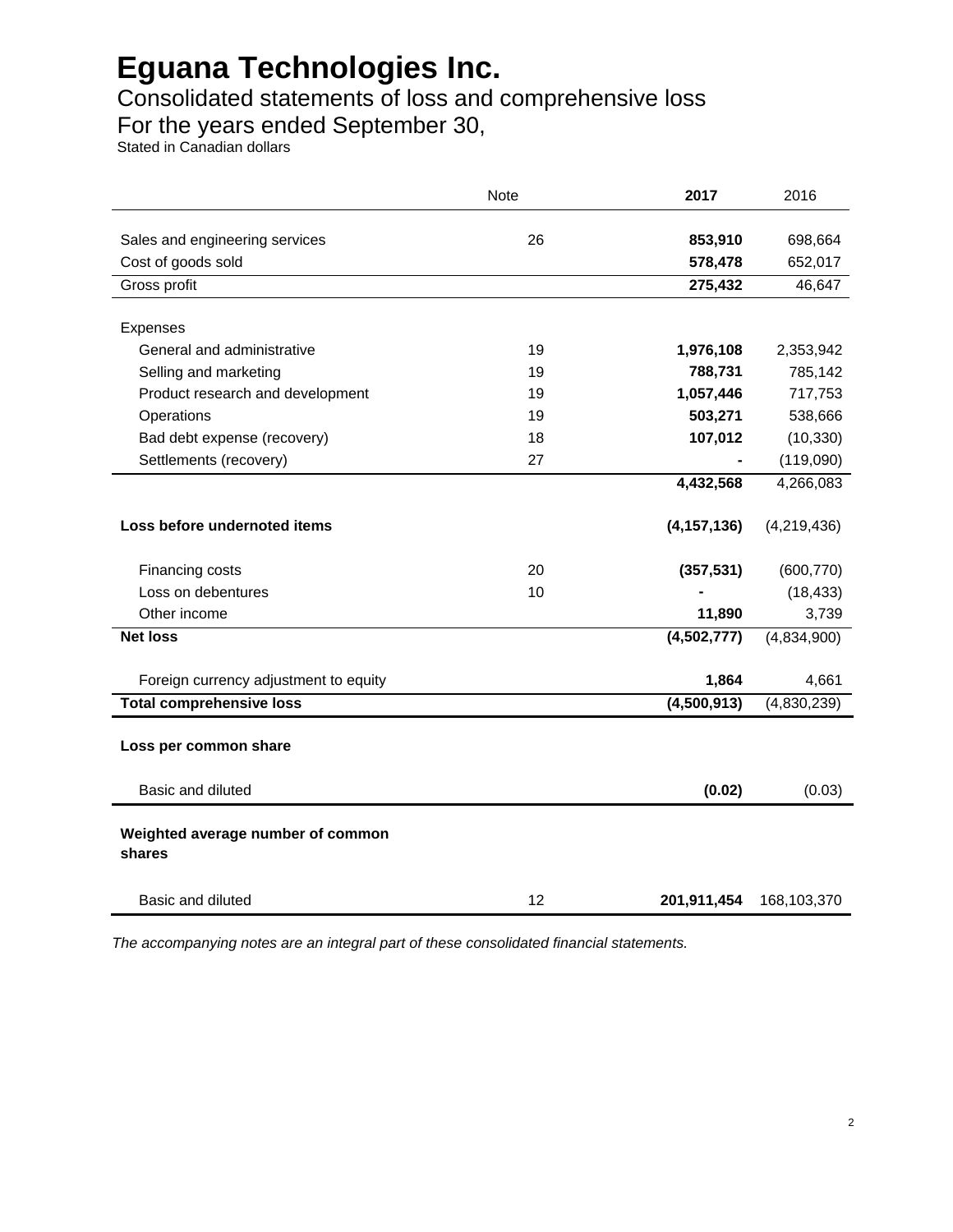# Eguana Technologies Inc.

## Consolidated statements of loss and comprehensive loss

## For the years ended September 30,

Stated in Canadian dollars

| | Note | **2017** | 2016 |
|---|---|---|---|
| Sales and engineering services | 26 | **853,910** | 698,664 |
| Cost of goods sold | | **578,478** | 652,017 |
| Gross profit | | **275,432** | 46,647 |
| Expenses | | | |
| General and administrative | 19 | **1,976,108** | 2,353,942 |
| Selling and marketing | 19 | **788,731** | 785,142 |
| Product research and development | 19 | **1,057,446** | 717,753 |
| Operations | 19 | **503,271** | 538,666 |
| Bad debt expense (recovery) | 18 | **107,012** | (10,330) |
| Settlements (recovery) | 27 | **-** | (119,090) |
| | | **4,432,568** | 4,266,083 |
| **Loss before undernoted items** | | **(4,157,136)** | (4,219,436) |
| Financing costs | 20 | **(357,531)** | (600,770) |
| Loss on debentures | 10 | **-** | (18,433) |
| Other income | | **11,890** | 3,739 |
| **Net loss** | | **(4,502,777)** | (4,834,900) |
| Foreign currency adjustment to equity | | **1,864** | 4,661 |
| **Total comprehensive loss** | | **(4,500,913)** | (4,830,239) |
| **Loss per common share** | | | |
| Basic and diluted | | **(0.02)** | (0.03) |
| **Weighted average number of common shares** | | | |
| Basic and diluted | 12 | **201,911,454** | 168,103,370 |

*The accompanying notes are an integral part of these consolidated financial statements.*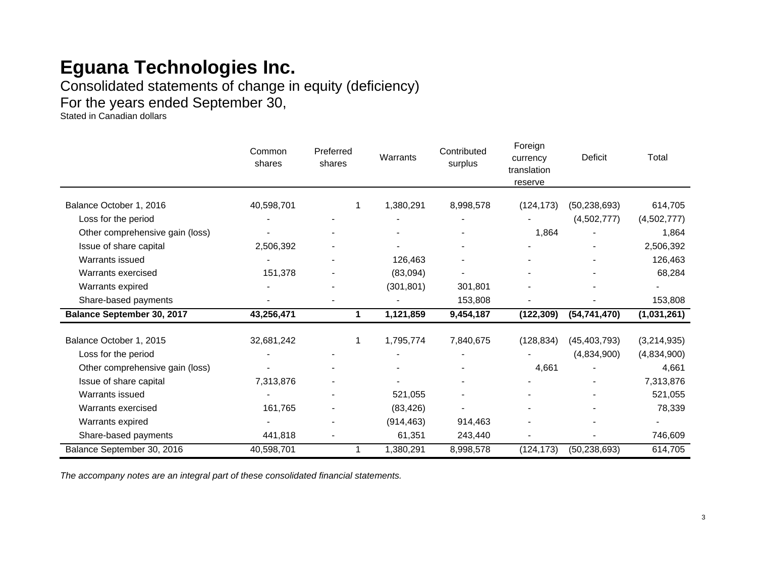# Eguana Technologies Inc.

Consolidated statements of change in equity (deficiency)

For the years ended September 30,

Stated in Canadian dollars

| | Common shares | Preferred shares | Warrants | Contributed surplus | Foreign currency translation reserve | Deficit | Total |
|---|---|---|---|---|---|---|---|
| Balance October 1, 2016 | 40,598,701 | 1 | 1,380,291 | 8,998,578 | (124,173) | (50,238,693) | 614,705 |
| Loss for the period | - | - | - | - | - | (4,502,777) | (4,502,777) |
| Other comprehensive gain (loss) | - | - | - | - | 1,864 | - | 1,864 |
| Issue of share capital | 2,506,392 | - | - | - | - | - | 2,506,392 |
| Warrants issued | - | - | 126,463 | - | - | - | 126,463 |
| Warrants exercised | 151,378 | - | (83,094) | - | - | - | 68,284 |
| Warrants expired | - | - | (301,801) | 301,801 | - | - | - |
| Share-based payments | - | - | - | 153,808 | - | - | 153,808 |
| **Balance September 30, 2017** | **43,256,471** | **1** | **1,121,859** | **9,454,187** | **(122,309)** | **(54,741,470)** | **(1,031,261)** |
| | | | | | | | |
| Balance October 1, 2015 | 32,681,242 | 1 | 1,795,774 | 7,840,675 | (128,834) | (45,403,793) | (3,214,935) |
| Loss for the period | - | - | - | - | - | (4,834,900) | (4,834,900) |
| Other comprehensive gain (loss) | - | - | - | - | 4,661 | - | 4,661 |
| Issue of share capital | 7,313,876 | - | - | - | - | - | 7,313,876 |
| Warrants issued | - | - | 521,055 | - | - | - | 521,055 |
| Warrants exercised | 161,765 | - | (83,426) | - | - | - | 78,339 |
| Warrants expired | - | - | (914,463) | 914,463 | - | - | - |
| Share-based payments | 441,818 | - | 61,351 | 243,440 | - | - | 746,609 |
| Balance September 30, 2016 | 40,598,701 | 1 | 1,380,291 | 8,998,578 | (124,173) | (50,238,693) | 614,705 |

*The accompany notes are an integral part of these consolidated financial statements.*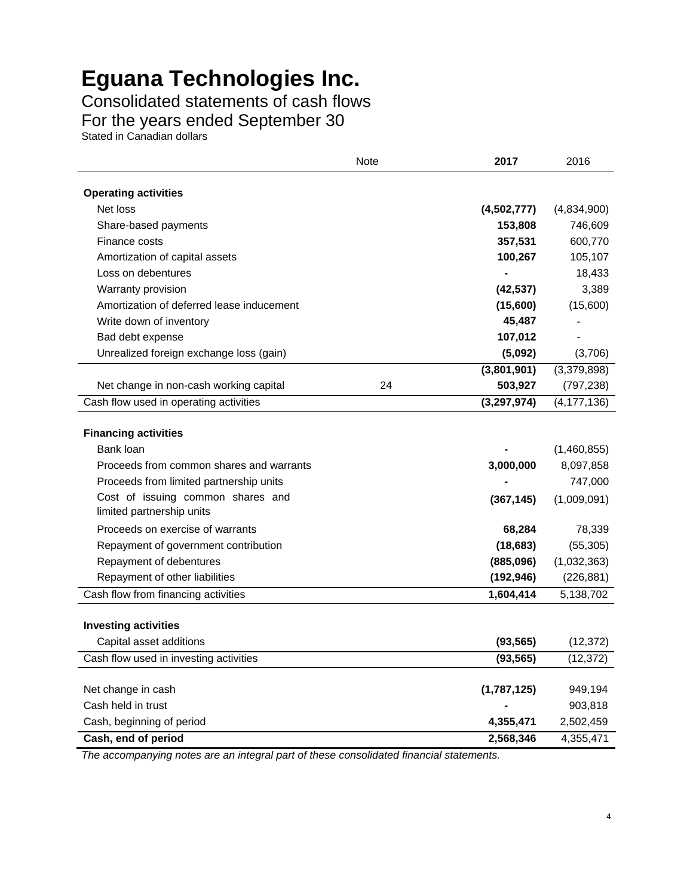# Eguana Technologies Inc.

## Consolidated statements of cash flows

## For the years ended September 30

Stated in Canadian dollars

| | Note | **2017** | 2016 |
|---|---|---|---|
| **Operating activities** | | | |
| Net loss | | **(4,502,777)** | (4,834,900) |
| Share-based payments | | **153,808** | 746,609 |
| Finance costs | | **357,531** | 600,770 |
| Amortization of capital assets | | **100,267** | 105,107 |
| Loss on debentures | | **-** | 18,433 |
| Warranty provision | | **(42,537)** | 3,389 |
| Amortization of deferred lease inducement | | **(15,600)** | (15,600) |
| Write down of inventory | | **45,487** | - |
| Bad debt expense | | **107,012** | - |
| Unrealized foreign exchange loss (gain) | | **(5,092)** | (3,706) |
| | | **(3,801,901)** | (3,379,898) |
| Net change in non-cash working capital | 24 | **503,927** | (797,238) |
| Cash flow used in operating activities | | **(3,297,974)** | (4,177,136) |
| **Financing activities** | | | |
| Bank loan | | **-** | (1,460,855) |
| Proceeds from common shares and warrants | | **3,000,000** | 8,097,858 |
| Proceeds from limited partnership units | | **-** | 747,000 |
| Cost of issuing common shares and limited partnership units | | **(367,145)** | (1,009,091) |
| Proceeds on exercise of warrants | | **68,284** | 78,339 |
| Repayment of government contribution | | **(18,683)** | (55,305) |
| Repayment of debentures | | **(885,096)** | (1,032,363) |
| Repayment of other liabilities | | **(192,946)** | (226,881) |
| Cash flow from financing activities | | **1,604,414** | 5,138,702 |
| **Investing activities** | | | |
| Capital asset additions | | **(93,565)** | (12,372) |
| Cash flow used in investing activities | | **(93,565)** | (12,372) |
| Net change in cash | | **(1,787,125)** | 949,194 |
| Cash held in trust | | **-** | 903,818 |
| Cash, beginning of period | | **4,355,471** | 2,502,459 |
| **Cash, end of period** | | **2,568,346** | 4,355,471 |

*The accompanying notes are an integral part of these consolidated financial statements.*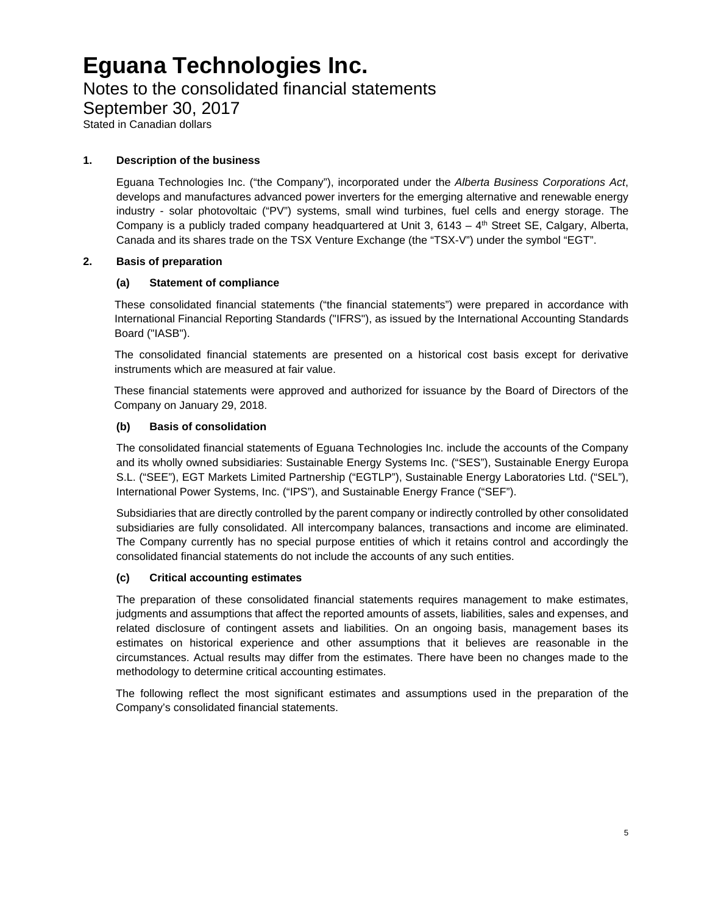# Eguana Technologies Inc.

## Notes to the consolidated financial statements

## September 30, 2017

Stated in Canadian dollars

### 1. Description of the business

Eguana Technologies Inc. ("the Company"), incorporated under the *Alberta Business Corporations Act*, develops and manufactures advanced power inverters for the emerging alternative and renewable energy industry - solar photovoltaic ("PV") systems, small wind turbines, fuel cells and energy storage. The Company is a publicly traded company headquartered at Unit 3, 6143 – 4th Street SE, Calgary, Alberta, Canada and its shares trade on the TSX Venture Exchange (the "TSX-V") under the symbol "EGT".

### 2. Basis of preparation

#### (a) Statement of compliance

These consolidated financial statements ("the financial statements") were prepared in accordance with International Financial Reporting Standards ("IFRS"), as issued by the International Accounting Standards Board ("IASB").

The consolidated financial statements are presented on a historical cost basis except for derivative instruments which are measured at fair value.

These financial statements were approved and authorized for issuance by the Board of Directors of the Company on January 29, 2018.

#### (b) Basis of consolidation

The consolidated financial statements of Eguana Technologies Inc. include the accounts of the Company and its wholly owned subsidiaries: Sustainable Energy Systems Inc. ("SES"), Sustainable Energy Europa S.L. ("SEE"), EGT Markets Limited Partnership ("EGTLP"), Sustainable Energy Laboratories Ltd. ("SEL"), International Power Systems, Inc. ("IPS"), and Sustainable Energy France ("SEF").

Subsidiaries that are directly controlled by the parent company or indirectly controlled by other consolidated subsidiaries are fully consolidated. All intercompany balances, transactions and income are eliminated. The Company currently has no special purpose entities of which it retains control and accordingly the consolidated financial statements do not include the accounts of any such entities.

#### (c) Critical accounting estimates

The preparation of these consolidated financial statements requires management to make estimates, judgments and assumptions that affect the reported amounts of assets, liabilities, sales and expenses, and related disclosure of contingent assets and liabilities. On an ongoing basis, management bases its estimates on historical experience and other assumptions that it believes are reasonable in the circumstances. Actual results may differ from the estimates. There have been no changes made to the methodology to determine critical accounting estimates.

The following reflect the most significant estimates and assumptions used in the preparation of the Company's consolidated financial statements.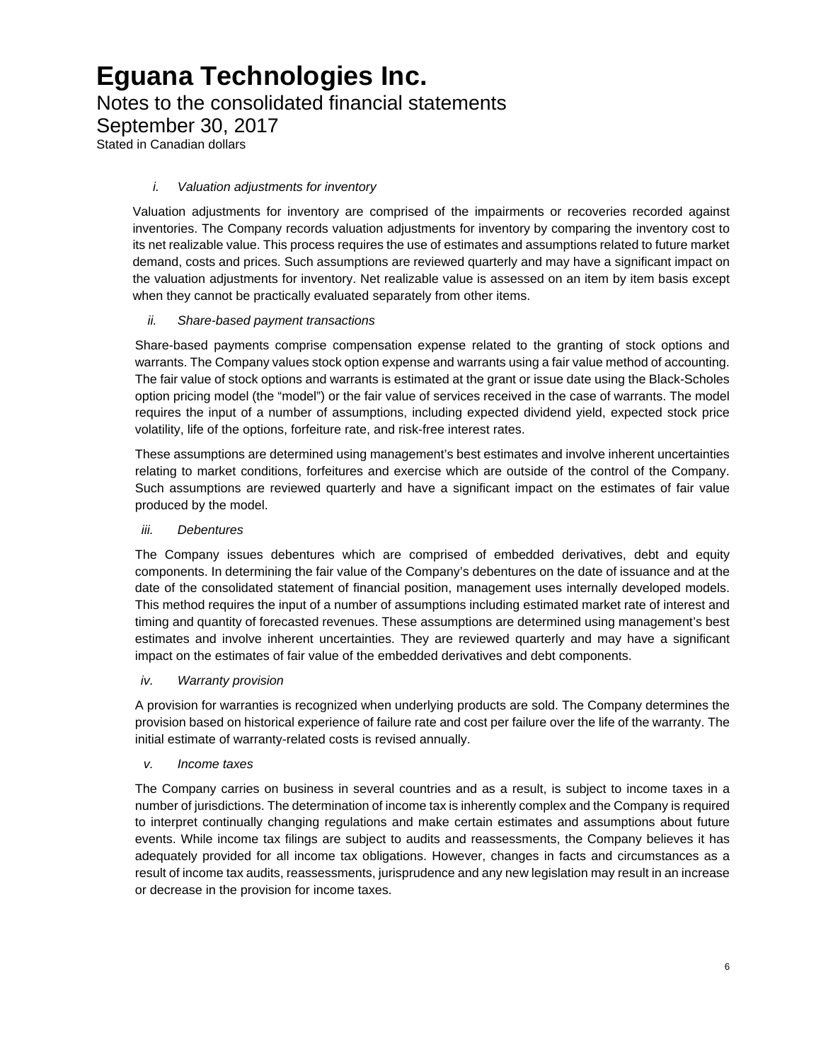*i. Valuation adjustments for inventory*

Valuation adjustments for inventory are comprised of the impairments or recoveries recorded against inventories. The Company records valuation adjustments for inventory by comparing the inventory cost to its net realizable value. This process requires the use of estimates and assumptions related to future market demand, costs and prices. Such assumptions are reviewed quarterly and may have a significant impact on the valuation adjustments for inventory. Net realizable value is assessed on an item by item basis except when they cannot be practically evaluated separately from other items.

*ii. Share-based payment transactions*

Share-based payments comprise compensation expense related to the granting of stock options and warrants. The Company values stock option expense and warrants using a fair value method of accounting. The fair value of stock options and warrants is estimated at the grant or issue date using the Black-Scholes option pricing model (the "model") or the fair value of services received in the case of warrants. The model requires the input of a number of assumptions, including expected dividend yield, expected stock price volatility, life of the options, forfeiture rate, and risk-free interest rates.

These assumptions are determined using management's best estimates and involve inherent uncertainties relating to market conditions, forfeitures and exercise which are outside of the control of the Company. Such assumptions are reviewed quarterly and have a significant impact on the estimates of fair value produced by the model.

*iii. Debentures*

The Company issues debentures which are comprised of embedded derivatives, debt and equity components. In determining the fair value of the Company's debentures on the date of issuance and at the date of the consolidated statement of financial position, management uses internally developed models. This method requires the input of a number of assumptions including estimated market rate of interest and timing and quantity of forecasted revenues. These assumptions are determined using management's best estimates and involve inherent uncertainties. They are reviewed quarterly and may have a significant impact on the estimates of fair value of the embedded derivatives and debt components.

*iv. Warranty provision*

A provision for warranties is recognized when underlying products are sold. The Company determines the provision based on historical experience of failure rate and cost per failure over the life of the warranty. The initial estimate of warranty-related costs is revised annually.

*v. Income taxes*

The Company carries on business in several countries and as a result, is subject to income taxes in a number of jurisdictions. The determination of income tax is inherently complex and the Company is required to interpret continually changing regulations and make certain estimates and assumptions about future events. While income tax filings are subject to audits and reassessments, the Company believes it has adequately provided for all income tax obligations. However, changes in facts and circumstances as a result of income tax audits, reassessments, jurisprudence and any new legislation may result in an increase or decrease in the provision for income taxes.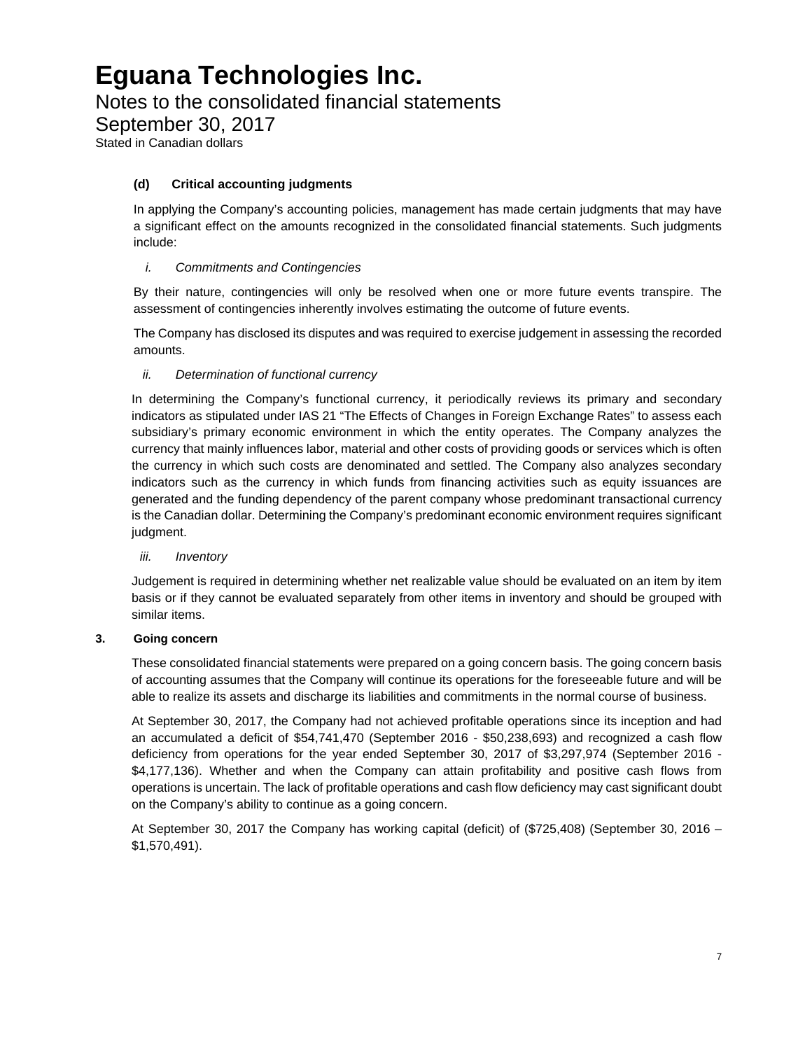#### (d) Critical accounting judgments

In applying the Company's accounting policies, management has made certain judgments that may have a significant effect on the amounts recognized in the consolidated financial statements. Such judgments include:

*i. Commitments and Contingencies*

By their nature, contingencies will only be resolved when one or more future events transpire. The assessment of contingencies inherently involves estimating the outcome of future events.

The Company has disclosed its disputes and was required to exercise judgement in assessing the recorded amounts.

*ii. Determination of functional currency*

In determining the Company's functional currency, it periodically reviews its primary and secondary indicators as stipulated under IAS 21 "The Effects of Changes in Foreign Exchange Rates" to assess each subsidiary's primary economic environment in which the entity operates. The Company analyzes the currency that mainly influences labor, material and other costs of providing goods or services which is often the currency in which such costs are denominated and settled. The Company also analyzes secondary indicators such as the currency in which funds from financing activities such as equity issuances are generated and the funding dependency of the parent company whose predominant transactional currency is the Canadian dollar. Determining the Company's predominant economic environment requires significant judgment.

*iii. Inventory*

Judgement is required in determining whether net realizable value should be evaluated on an item by item basis or if they cannot be evaluated separately from other items in inventory and should be grouped with similar items.

### 3. Going concern

These consolidated financial statements were prepared on a going concern basis. The going concern basis of accounting assumes that the Company will continue its operations for the foreseeable future and will be able to realize its assets and discharge its liabilities and commitments in the normal course of business.

At September 30, 2017, the Company had not achieved profitable operations since its inception and had an accumulated a deficit of $54,741,470 (September 2016 - $50,238,693) and recognized a cash flow deficiency from operations for the year ended September 30, 2017 of $3,297,974 (September 2016 - $4,177,136). Whether and when the Company can attain profitability and positive cash flows from operations is uncertain. The lack of profitable operations and cash flow deficiency may cast significant doubt on the Company's ability to continue as a going concern.

At September 30, 2017 the Company has working capital (deficit) of ($725,408) (September 30, 2016 – $1,570,491).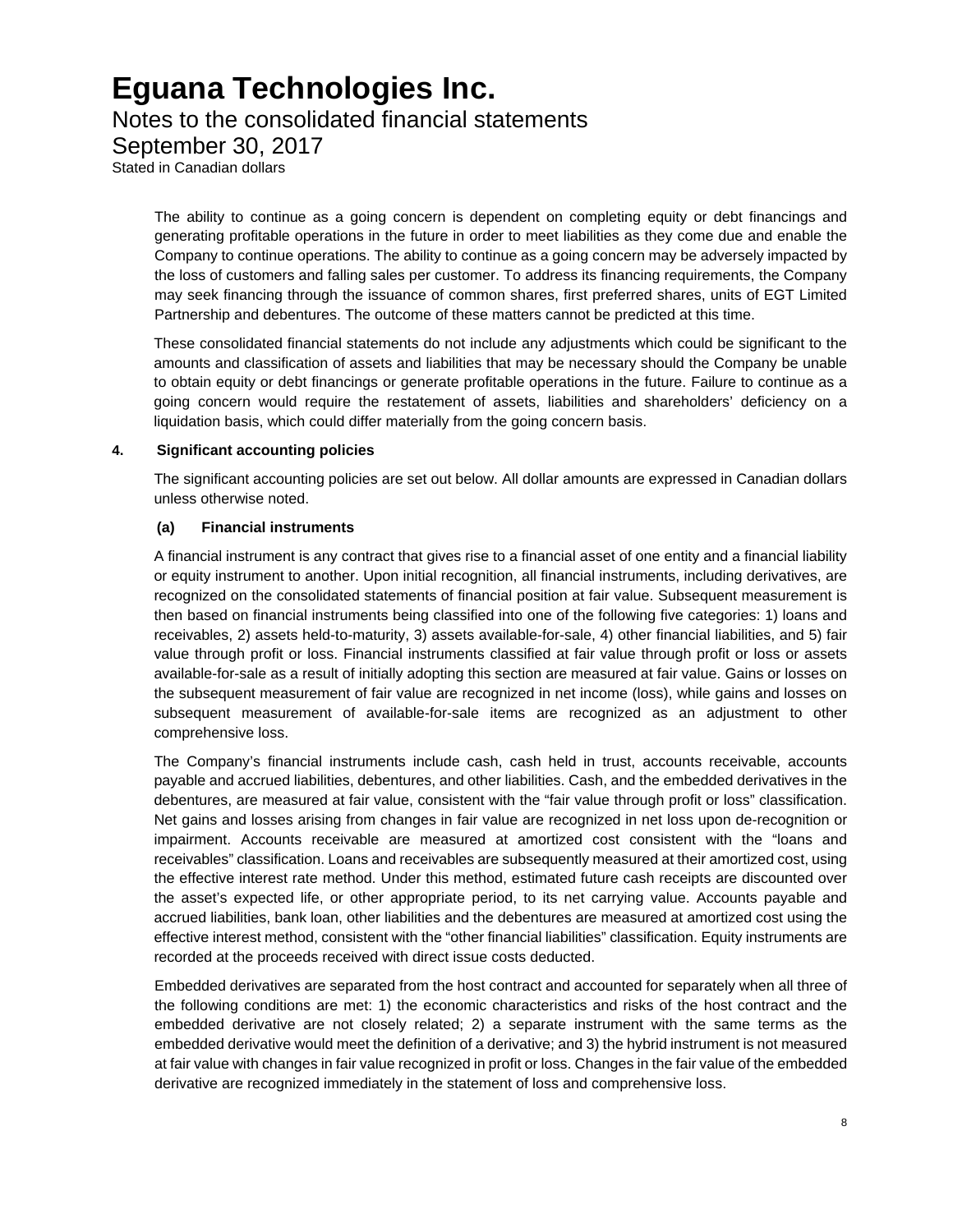The ability to continue as a going concern is dependent on completing equity or debt financings and generating profitable operations in the future in order to meet liabilities as they come due and enable the Company to continue operations. The ability to continue as a going concern may be adversely impacted by the loss of customers and falling sales per customer. To address its financing requirements, the Company may seek financing through the issuance of common shares, first preferred shares, units of EGT Limited Partnership and debentures. The outcome of these matters cannot be predicted at this time.

These consolidated financial statements do not include any adjustments which could be significant to the amounts and classification of assets and liabilities that may be necessary should the Company be unable to obtain equity or debt financings or generate profitable operations in the future. Failure to continue as a going concern would require the restatement of assets, liabilities and shareholders' deficiency on a liquidation basis, which could differ materially from the going concern basis.

## 4. Significant accounting policies

The significant accounting policies are set out below. All dollar amounts are expressed in Canadian dollars unless otherwise noted.

### (a) Financial instruments

A financial instrument is any contract that gives rise to a financial asset of one entity and a financial liability or equity instrument to another. Upon initial recognition, all financial instruments, including derivatives, are recognized on the consolidated statements of financial position at fair value. Subsequent measurement is then based on financial instruments being classified into one of the following five categories: 1) loans and receivables, 2) assets held-to-maturity, 3) assets available-for-sale, 4) other financial liabilities, and 5) fair value through profit or loss. Financial instruments classified at fair value through profit or loss or assets available-for-sale as a result of initially adopting this section are measured at fair value. Gains or losses on the subsequent measurement of fair value are recognized in net income (loss), while gains and losses on subsequent measurement of available-for-sale items are recognized as an adjustment to other comprehensive loss.

The Company's financial instruments include cash, cash held in trust, accounts receivable, accounts payable and accrued liabilities, debentures, and other liabilities. Cash, and the embedded derivatives in the debentures, are measured at fair value, consistent with the "fair value through profit or loss" classification. Net gains and losses arising from changes in fair value are recognized in net loss upon de-recognition or impairment. Accounts receivable are measured at amortized cost consistent with the "loans and receivables" classification. Loans and receivables are subsequently measured at their amortized cost, using the effective interest rate method. Under this method, estimated future cash receipts are discounted over the asset's expected life, or other appropriate period, to its net carrying value. Accounts payable and accrued liabilities, bank loan, other liabilities and the debentures are measured at amortized cost using the effective interest method, consistent with the "other financial liabilities" classification. Equity instruments are recorded at the proceeds received with direct issue costs deducted.

Embedded derivatives are separated from the host contract and accounted for separately when all three of the following conditions are met: 1) the economic characteristics and risks of the host contract and the embedded derivative are not closely related; 2) a separate instrument with the same terms as the embedded derivative would meet the definition of a derivative; and 3) the hybrid instrument is not measured at fair value with changes in fair value recognized in profit or loss. Changes in the fair value of the embedded derivative are recognized immediately in the statement of loss and comprehensive loss.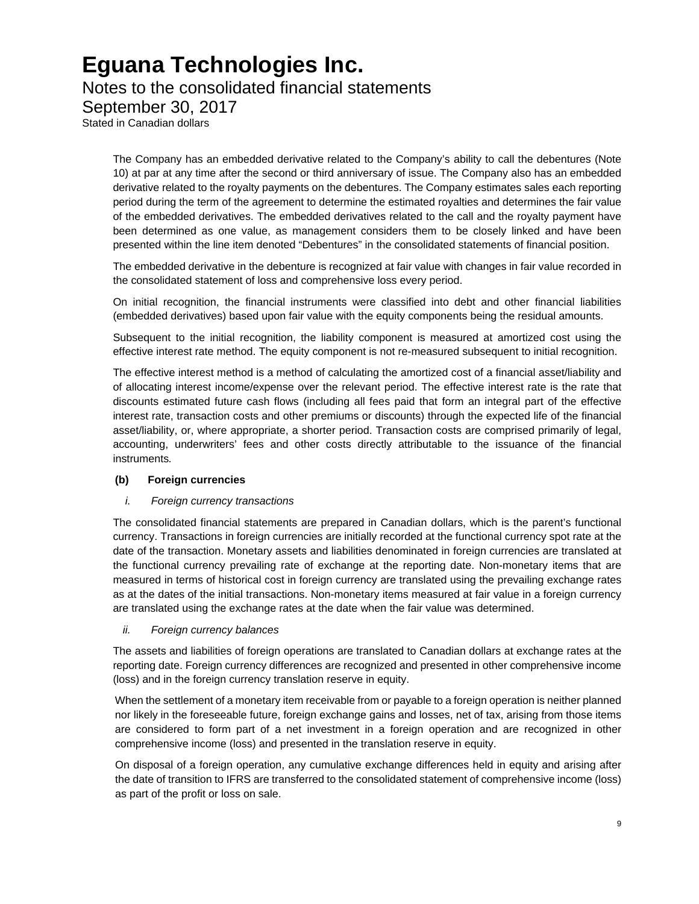The Company has an embedded derivative related to the Company's ability to call the debentures (Note 10) at par at any time after the second or third anniversary of issue. The Company also has an embedded derivative related to the royalty payments on the debentures. The Company estimates sales each reporting period during the term of the agreement to determine the estimated royalties and determines the fair value of the embedded derivatives. The embedded derivatives related to the call and the royalty payment have been determined as one value, as management considers them to be closely linked and have been presented within the line item denoted "Debentures" in the consolidated statements of financial position.

The embedded derivative in the debenture is recognized at fair value with changes in fair value recorded in the consolidated statement of loss and comprehensive loss every period.

On initial recognition, the financial instruments were classified into debt and other financial liabilities (embedded derivatives) based upon fair value with the equity components being the residual amounts.

Subsequent to the initial recognition, the liability component is measured at amortized cost using the effective interest rate method. The equity component is not re-measured subsequent to initial recognition.

The effective interest method is a method of calculating the amortized cost of a financial asset/liability and of allocating interest income/expense over the relevant period. The effective interest rate is the rate that discounts estimated future cash flows (including all fees paid that form an integral part of the effective interest rate, transaction costs and other premiums or discounts) through the expected life of the financial asset/liability, or, where appropriate, a shorter period. Transaction costs are comprised primarily of legal, accounting, underwriters' fees and other costs directly attributable to the issuance of the financial instruments.

**(b) Foreign currencies**

*i. Foreign currency transactions*

The consolidated financial statements are prepared in Canadian dollars, which is the parent's functional currency. Transactions in foreign currencies are initially recorded at the functional currency spot rate at the date of the transaction. Monetary assets and liabilities denominated in foreign currencies are translated at the functional currency prevailing rate of exchange at the reporting date. Non-monetary items that are measured in terms of historical cost in foreign currency are translated using the prevailing exchange rates as at the dates of the initial transactions. Non-monetary items measured at fair value in a foreign currency are translated using the exchange rates at the date when the fair value was determined.

*ii. Foreign currency balances*

The assets and liabilities of foreign operations are translated to Canadian dollars at exchange rates at the reporting date. Foreign currency differences are recognized and presented in other comprehensive income (loss) and in the foreign currency translation reserve in equity.

When the settlement of a monetary item receivable from or payable to a foreign operation is neither planned nor likely in the foreseeable future, foreign exchange gains and losses, net of tax, arising from those items are considered to form part of a net investment in a foreign operation and are recognized in other comprehensive income (loss) and presented in the translation reserve in equity.

On disposal of a foreign operation, any cumulative exchange differences held in equity and arising after the date of transition to IFRS are transferred to the consolidated statement of comprehensive income (loss) as part of the profit or loss on sale.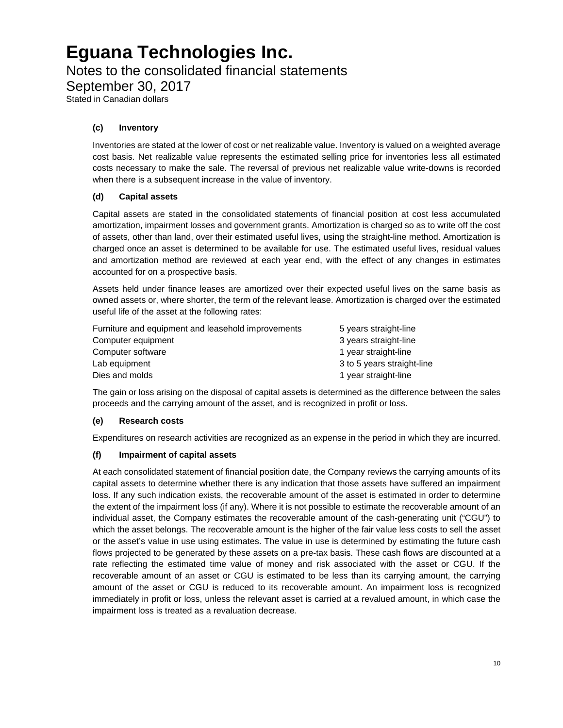### (c) Inventory

Inventories are stated at the lower of cost or net realizable value. Inventory is valued on a weighted average cost basis. Net realizable value represents the estimated selling price for inventories less all estimated costs necessary to make the sale. The reversal of previous net realizable value write-downs is recorded when there is a subsequent increase in the value of inventory.

### (d) Capital assets

Capital assets are stated in the consolidated statements of financial position at cost less accumulated amortization, impairment losses and government grants. Amortization is charged so as to write off the cost of assets, other than land, over their estimated useful lives, using the straight-line method. Amortization is charged once an asset is determined to be available for use. The estimated useful lives, residual values and amortization method are reviewed at each year end, with the effect of any changes in estimates accounted for on a prospective basis.

Assets held under finance leases are amortized over their expected useful lives on the same basis as owned assets or, where shorter, the term of the relevant lease. Amortization is charged over the estimated useful life of the asset at the following rates:

| | |
|---|---|
| Furniture and equipment and leasehold improvements | 5 years straight-line |
| Computer equipment | 3 years straight-line |
| Computer software | 1 year straight-line |
| Lab equipment | 3 to 5 years straight-line |
| Dies and molds | 1 year straight-line |

The gain or loss arising on the disposal of capital assets is determined as the difference between the sales proceeds and the carrying amount of the asset, and is recognized in profit or loss.

### (e) Research costs

Expenditures on research activities are recognized as an expense in the period in which they are incurred.

### (f) Impairment of capital assets

At each consolidated statement of financial position date, the Company reviews the carrying amounts of its capital assets to determine whether there is any indication that those assets have suffered an impairment loss. If any such indication exists, the recoverable amount of the asset is estimated in order to determine the extent of the impairment loss (if any). Where it is not possible to estimate the recoverable amount of an individual asset, the Company estimates the recoverable amount of the cash-generating unit ("CGU") to which the asset belongs. The recoverable amount is the higher of the fair value less costs to sell the asset or the asset's value in use using estimates. The value in use is determined by estimating the future cash flows projected to be generated by these assets on a pre-tax basis. These cash flows are discounted at a rate reflecting the estimated time value of money and risk associated with the asset or CGU. If the recoverable amount of an asset or CGU is estimated to be less than its carrying amount, the carrying amount of the asset or CGU is reduced to its recoverable amount. An impairment loss is recognized immediately in profit or loss, unless the relevant asset is carried at a revalued amount, in which case the impairment loss is treated as a revaluation decrease.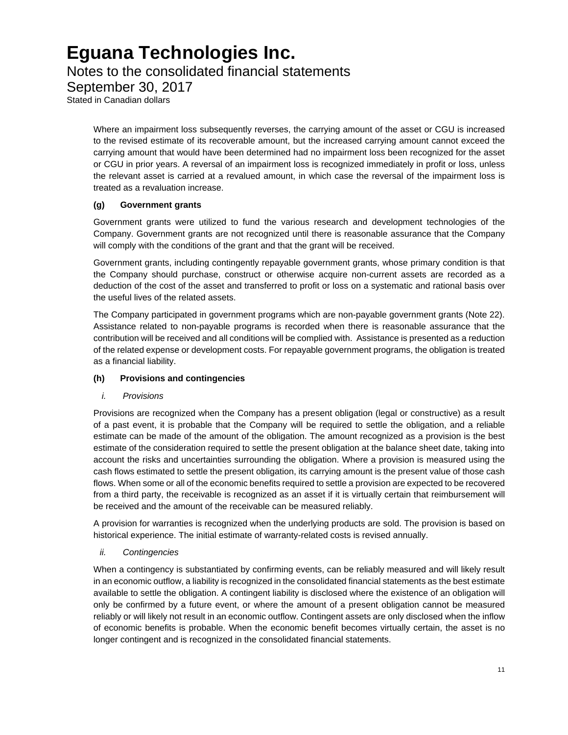Where an impairment loss subsequently reverses, the carrying amount of the asset or CGU is increased to the revised estimate of its recoverable amount, but the increased carrying amount cannot exceed the carrying amount that would have been determined had no impairment loss been recognized for the asset or CGU in prior years. A reversal of an impairment loss is recognized immediately in profit or loss, unless the relevant asset is carried at a revalued amount, in which case the reversal of the impairment loss is treated as a revaluation increase.

**(g) Government grants**

Government grants were utilized to fund the various research and development technologies of the Company. Government grants are not recognized until there is reasonable assurance that the Company will comply with the conditions of the grant and that the grant will be received.

Government grants, including contingently repayable government grants, whose primary condition is that the Company should purchase, construct or otherwise acquire non-current assets are recorded as a deduction of the cost of the asset and transferred to profit or loss on a systematic and rational basis over the useful lives of the related assets.

The Company participated in government programs which are non-payable government grants (Note 22). Assistance related to non-payable programs is recorded when there is reasonable assurance that the contribution will be received and all conditions will be complied with. Assistance is presented as a reduction of the related expense or development costs. For repayable government programs, the obligation is treated as a financial liability.

**(h) Provisions and contingencies**

*i. Provisions*

Provisions are recognized when the Company has a present obligation (legal or constructive) as a result of a past event, it is probable that the Company will be required to settle the obligation, and a reliable estimate can be made of the amount of the obligation. The amount recognized as a provision is the best estimate of the consideration required to settle the present obligation at the balance sheet date, taking into account the risks and uncertainties surrounding the obligation. Where a provision is measured using the cash flows estimated to settle the present obligation, its carrying amount is the present value of those cash flows. When some or all of the economic benefits required to settle a provision are expected to be recovered from a third party, the receivable is recognized as an asset if it is virtually certain that reimbursement will be received and the amount of the receivable can be measured reliably.

A provision for warranties is recognized when the underlying products are sold. The provision is based on historical experience. The initial estimate of warranty-related costs is revised annually.

*ii. Contingencies*

When a contingency is substantiated by confirming events, can be reliably measured and will likely result in an economic outflow, a liability is recognized in the consolidated financial statements as the best estimate available to settle the obligation. A contingent liability is disclosed where the existence of an obligation will only be confirmed by a future event, or where the amount of a present obligation cannot be measured reliably or will likely not result in an economic outflow. Contingent assets are only disclosed when the inflow of economic benefits is probable. When the economic benefit becomes virtually certain, the asset is no longer contingent and is recognized in the consolidated financial statements.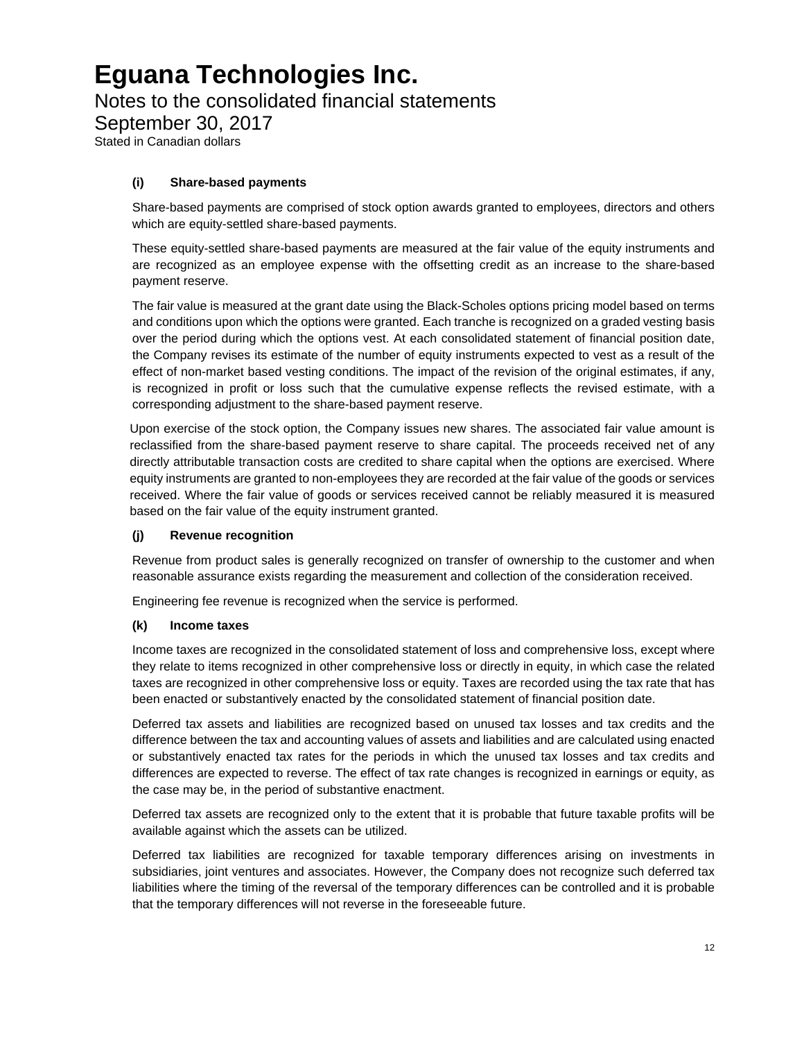# Eguana Technologies Inc.

Notes to the consolidated financial statements
September 30, 2017
Stated in Canadian dollars

### (i) Share-based payments

Share-based payments are comprised of stock option awards granted to employees, directors and others which are equity-settled share-based payments.

These equity-settled share-based payments are measured at the fair value of the equity instruments and are recognized as an employee expense with the offsetting credit as an increase to the share-based payment reserve.

The fair value is measured at the grant date using the Black-Scholes options pricing model based on terms and conditions upon which the options were granted. Each tranche is recognized on a graded vesting basis over the period during which the options vest. At each consolidated statement of financial position date, the Company revises its estimate of the number of equity instruments expected to vest as a result of the effect of non-market based vesting conditions. The impact of the revision of the original estimates, if any, is recognized in profit or loss such that the cumulative expense reflects the revised estimate, with a corresponding adjustment to the share-based payment reserve.

Upon exercise of the stock option, the Company issues new shares. The associated fair value amount is reclassified from the share-based payment reserve to share capital. The proceeds received net of any directly attributable transaction costs are credited to share capital when the options are exercised. Where equity instruments are granted to non-employees they are recorded at the fair value of the goods or services received. Where the fair value of goods or services received cannot be reliably measured it is measured based on the fair value of the equity instrument granted.

### (j) Revenue recognition

Revenue from product sales is generally recognized on transfer of ownership to the customer and when reasonable assurance exists regarding the measurement and collection of the consideration received.

Engineering fee revenue is recognized when the service is performed.

### (k) Income taxes

Income taxes are recognized in the consolidated statement of loss and comprehensive loss, except where they relate to items recognized in other comprehensive loss or directly in equity, in which case the related taxes are recognized in other comprehensive loss or equity. Taxes are recorded using the tax rate that has been enacted or substantively enacted by the consolidated statement of financial position date.

Deferred tax assets and liabilities are recognized based on unused tax losses and tax credits and the difference between the tax and accounting values of assets and liabilities and are calculated using enacted or substantively enacted tax rates for the periods in which the unused tax losses and tax credits and differences are expected to reverse. The effect of tax rate changes is recognized in earnings or equity, as the case may be, in the period of substantive enactment.

Deferred tax assets are recognized only to the extent that it is probable that future taxable profits will be available against which the assets can be utilized.

Deferred tax liabilities are recognized for taxable temporary differences arising on investments in subsidiaries, joint ventures and associates. However, the Company does not recognize such deferred tax liabilities where the timing of the reversal of the temporary differences can be controlled and it is probable that the temporary differences will not reverse in the foreseeable future.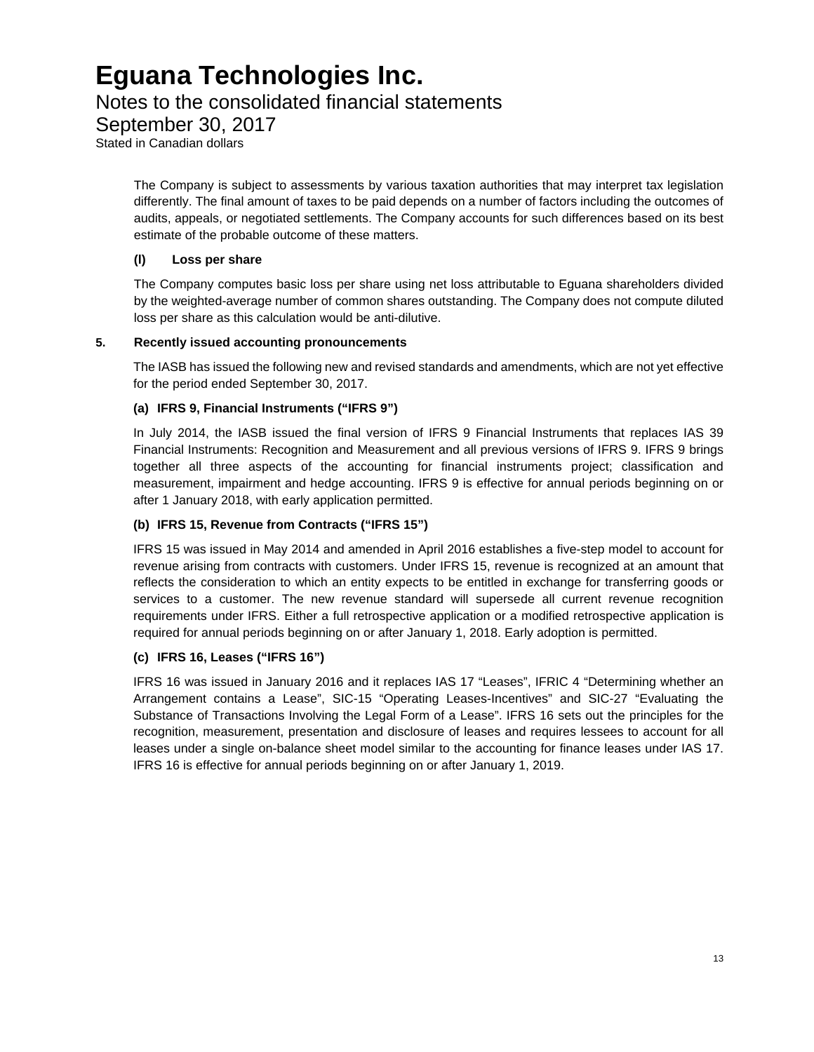The Company is subject to assessments by various taxation authorities that may interpret tax legislation differently. The final amount of taxes to be paid depends on a number of factors including the outcomes of audits, appeals, or negotiated settlements. The Company accounts for such differences based on its best estimate of the probable outcome of these matters.

### (l) Loss per share

The Company computes basic loss per share using net loss attributable to Eguana shareholders divided by the weighted-average number of common shares outstanding. The Company does not compute diluted loss per share as this calculation would be anti-dilutive.

## 5. Recently issued accounting pronouncements

The IASB has issued the following new and revised standards and amendments, which are not yet effective for the period ended September 30, 2017.

### (a) IFRS 9, Financial Instruments ("IFRS 9")

In July 2014, the IASB issued the final version of IFRS 9 Financial Instruments that replaces IAS 39 Financial Instruments: Recognition and Measurement and all previous versions of IFRS 9. IFRS 9 brings together all three aspects of the accounting for financial instruments project; classification and measurement, impairment and hedge accounting. IFRS 9 is effective for annual periods beginning on or after 1 January 2018, with early application permitted.

### (b) IFRS 15, Revenue from Contracts ("IFRS 15")

IFRS 15 was issued in May 2014 and amended in April 2016 establishes a five-step model to account for revenue arising from contracts with customers. Under IFRS 15, revenue is recognized at an amount that reflects the consideration to which an entity expects to be entitled in exchange for transferring goods or services to a customer. The new revenue standard will supersede all current revenue recognition requirements under IFRS. Either a full retrospective application or a modified retrospective application is required for annual periods beginning on or after January 1, 2018. Early adoption is permitted.

### (c) IFRS 16, Leases ("IFRS 16")

IFRS 16 was issued in January 2016 and it replaces IAS 17 "Leases", IFRIC 4 "Determining whether an Arrangement contains a Lease", SIC-15 "Operating Leases-Incentives" and SIC-27 "Evaluating the Substance of Transactions Involving the Legal Form of a Lease". IFRS 16 sets out the principles for the recognition, measurement, presentation and disclosure of leases and requires lessees to account for all leases under a single on-balance sheet model similar to the accounting for finance leases under IAS 17. IFRS 16 is effective for annual periods beginning on or after January 1, 2019.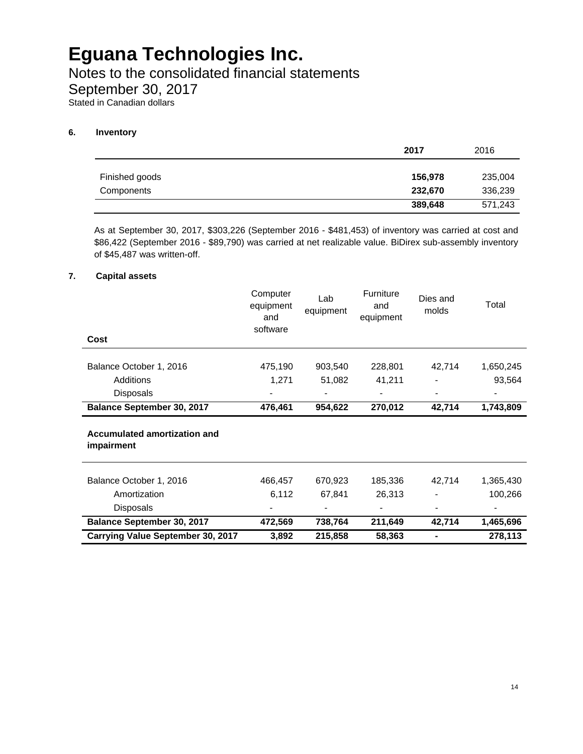# Eguana Technologies Inc.

## Notes to the consolidated financial statements

## September 30, 2017

Stated in Canadian dollars

### 6. Inventory

| | **2017** | 2016 |
|---|---|---|
| Finished goods | **156,978** | 235,004 |
| Components | **232,670** | 336,239 |
| | **389,648** | 571,243 |

As at September 30, 2017, $303,226 (September 2016 - $481,453) of inventory was carried at cost and $86,422 (September 2016 - $89,790) was carried at net realizable value. BiDirex sub-assembly inventory of $45,487 was written-off.

### 7. Capital assets

| **Cost** | Computer equipment and software | Lab equipment | Furniture and equipment | Dies and molds | Total |
|---|---|---|---|---|---|
| Balance October 1, 2016 | 475,190 | 903,540 | 228,801 | 42,714 | 1,650,245 |
| Additions | 1,271 | 51,082 | 41,211 | - | 93,564 |
| Disposals | - | - | - | - | - |
| **Balance September 30, 2017** | **476,461** | **954,622** | **270,012** | **42,714** | **1,743,809** |
| **Accumulated amortization and impairment** | | | | | |
| Balance October 1, 2016 | 466,457 | 670,923 | 185,336 | 42,714 | 1,365,430 |
| Amortization | 6,112 | 67,841 | 26,313 | - | 100,266 |
| Disposals | - | - | - | - | - |
| **Balance September 30, 2017** | **472,569** | **738,764** | **211,649** | **42,714** | **1,465,696** |
| **Carrying Value September 30, 2017** | **3,892** | **215,858** | **58,363** | **-** | **278,113** |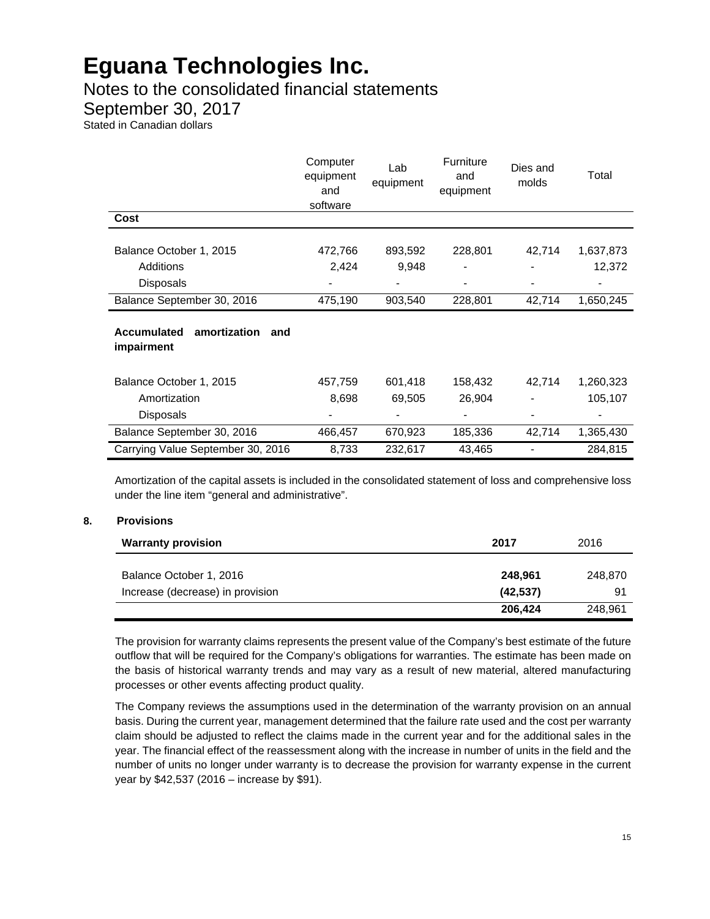# Eguana Technologies Inc.

Notes to the consolidated financial statements

September 30, 2017

Stated in Canadian dollars

| | Computer equipment and software | Lab equipment | Furniture and equipment | Dies and molds | Total |
|---|---|---|---|---|---|
| **Cost** | | | | | |
| Balance October 1, 2015 | 472,766 | 893,592 | 228,801 | 42,714 | 1,637,873 |
| Additions | 2,424 | 9,948 | - | - | 12,372 |
| Disposals | - | - | - | - | - |
| Balance September 30, 2016 | 475,190 | 903,540 | 228,801 | 42,714 | 1,650,245 |
| **Accumulated amortization and impairment** | | | | | |
| Balance October 1, 2015 | 457,759 | 601,418 | 158,432 | 42,714 | 1,260,323 |
| Amortization | 8,698 | 69,505 | 26,904 | - | 105,107 |
| Disposals | - | - | - | - | - |
| Balance September 30, 2016 | 466,457 | 670,923 | 185,336 | 42,714 | 1,365,430 |
| Carrying Value September 30, 2016 | 8,733 | 232,617 | 43,465 | - | 284,815 |

Amortization of the capital assets is included in the consolidated statement of loss and comprehensive loss under the line item "general and administrative".

## 8. Provisions

| **Warranty provision** | **2017** | 2016 |
|---|---|---|
| Balance October 1, 2016 | **248,961** | 248,870 |
| Increase (decrease) in provision | **(42,537)** | 91 |
| | **206,424** | 248,961 |

The provision for warranty claims represents the present value of the Company's best estimate of the future outflow that will be required for the Company's obligations for warranties. The estimate has been made on the basis of historical warranty trends and may vary as a result of new material, altered manufacturing processes or other events affecting product quality.

The Company reviews the assumptions used in the determination of the warranty provision on an annual basis. During the current year, management determined that the failure rate used and the cost per warranty claim should be adjusted to reflect the claims made in the current year and for the additional sales in the year. The financial effect of the reassessment along with the increase in number of units in the field and the number of units no longer under warranty is to decrease the provision for warranty expense in the current year by $42,537 (2016 – increase by $91).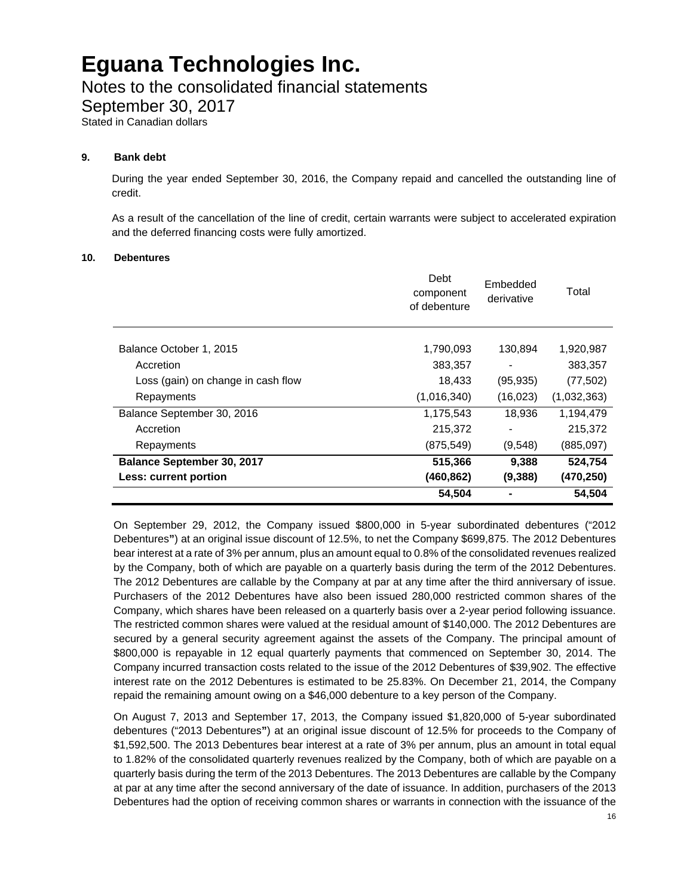# Eguana Technologies Inc.

## Notes to the consolidated financial statements

## September 30, 2017

Stated in Canadian dollars

### 9. Bank debt

During the year ended September 30, 2016, the Company repaid and cancelled the outstanding line of credit.

As a result of the cancellation of the line of credit, certain warrants were subject to accelerated expiration and the deferred financing costs were fully amortized.

### 10. Debentures

| | Debt component of debenture | Embedded derivative | Total |
|---|---|---|---|
| Balance October 1, 2015 | 1,790,093 | 130,894 | 1,920,987 |
| Accretion | 383,357 | - | 383,357 |
| Loss (gain) on change in cash flow | 18,433 | (95,935) | (77,502) |
| Repayments | (1,016,340) | (16,023) | (1,032,363) |
| Balance September 30, 2016 | 1,175,543 | 18,936 | 1,194,479 |
| Accretion | 215,372 | - | 215,372 |
| Repayments | (875,549) | (9,548) | (885,097) |
| **Balance September 30, 2017** | **515,366** | **9,388** | **524,754** |
| **Less: current portion** | **(460,862)** | **(9,388)** | **(470,250)** |
| | **54,504** | **-** | **54,504** |

On September 29, 2012, the Company issued $800,000 in 5-year subordinated debentures ("2012 Debentures") at an original issue discount of 12.5%, to net the Company $699,875. The 2012 Debentures bear interest at a rate of 3% per annum, plus an amount equal to 0.8% of the consolidated revenues realized by the Company, both of which are payable on a quarterly basis during the term of the 2012 Debentures. The 2012 Debentures are callable by the Company at par at any time after the third anniversary of issue. Purchasers of the 2012 Debentures have also been issued 280,000 restricted common shares of the Company, which shares have been released on a quarterly basis over a 2-year period following issuance. The restricted common shares were valued at the residual amount of $140,000. The 2012 Debentures are secured by a general security agreement against the assets of the Company. The principal amount of $800,000 is repayable in 12 equal quarterly payments that commenced on September 30, 2014. The Company incurred transaction costs related to the issue of the 2012 Debentures of $39,902. The effective interest rate on the 2012 Debentures is estimated to be 25.83%. On December 21, 2014, the Company repaid the remaining amount owing on a $46,000 debenture to a key person of the Company.

On August 7, 2013 and September 17, 2013, the Company issued $1,820,000 of 5-year subordinated debentures ("2013 Debentures") at an original issue discount of 12.5% for proceeds to the Company of $1,592,500. The 2013 Debentures bear interest at a rate of 3% per annum, plus an amount in total equal to 1.82% of the consolidated quarterly revenues realized by the Company, both of which are payable on a quarterly basis during the term of the 2013 Debentures. The 2013 Debentures are callable by the Company at par at any time after the second anniversary of the date of issuance. In addition, purchasers of the 2013 Debentures had the option of receiving common shares or warrants in connection with the issuance of the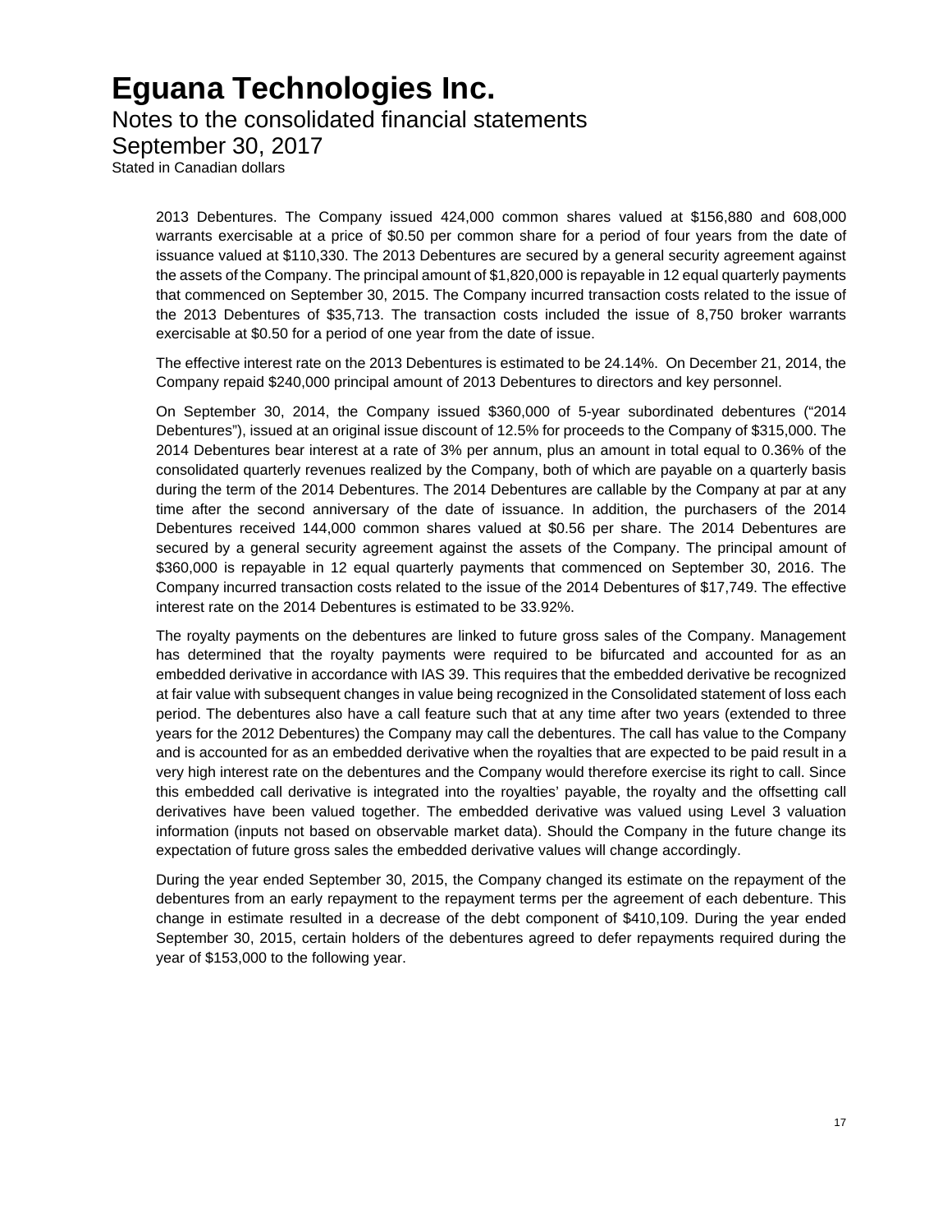2013 Debentures. The Company issued 424,000 common shares valued at $156,880 and 608,000 warrants exercisable at a price of $0.50 per common share for a period of four years from the date of issuance valued at $110,330. The 2013 Debentures are secured by a general security agreement against the assets of the Company. The principal amount of $1,820,000 is repayable in 12 equal quarterly payments that commenced on September 30, 2015. The Company incurred transaction costs related to the issue of the 2013 Debentures of $35,713. The transaction costs included the issue of 8,750 broker warrants exercisable at $0.50 for a period of one year from the date of issue.

The effective interest rate on the 2013 Debentures is estimated to be 24.14%. On December 21, 2014, the Company repaid $240,000 principal amount of 2013 Debentures to directors and key personnel.

On September 30, 2014, the Company issued $360,000 of 5-year subordinated debentures ("2014 Debentures"), issued at an original issue discount of 12.5% for proceeds to the Company of $315,000. The 2014 Debentures bear interest at a rate of 3% per annum, plus an amount in total equal to 0.36% of the consolidated quarterly revenues realized by the Company, both of which are payable on a quarterly basis during the term of the 2014 Debentures. The 2014 Debentures are callable by the Company at par at any time after the second anniversary of the date of issuance. In addition, the purchasers of the 2014 Debentures received 144,000 common shares valued at $0.56 per share. The 2014 Debentures are secured by a general security agreement against the assets of the Company. The principal amount of $360,000 is repayable in 12 equal quarterly payments that commenced on September 30, 2016. The Company incurred transaction costs related to the issue of the 2014 Debentures of $17,749. The effective interest rate on the 2014 Debentures is estimated to be 33.92%.

The royalty payments on the debentures are linked to future gross sales of the Company. Management has determined that the royalty payments were required to be bifurcated and accounted for as an embedded derivative in accordance with IAS 39. This requires that the embedded derivative be recognized at fair value with subsequent changes in value being recognized in the Consolidated statement of loss each period. The debentures also have a call feature such that at any time after two years (extended to three years for the 2012 Debentures) the Company may call the debentures. The call has value to the Company and is accounted for as an embedded derivative when the royalties that are expected to be paid result in a very high interest rate on the debentures and the Company would therefore exercise its right to call. Since this embedded call derivative is integrated into the royalties' payable, the royalty and the offsetting call derivatives have been valued together. The embedded derivative was valued using Level 3 valuation information (inputs not based on observable market data). Should the Company in the future change its expectation of future gross sales the embedded derivative values will change accordingly.

During the year ended September 30, 2015, the Company changed its estimate on the repayment of the debentures from an early repayment to the repayment terms per the agreement of each debenture. This change in estimate resulted in a decrease of the debt component of $410,109. During the year ended September 30, 2015, certain holders of the debentures agreed to defer repayments required during the year of $153,000 to the following year.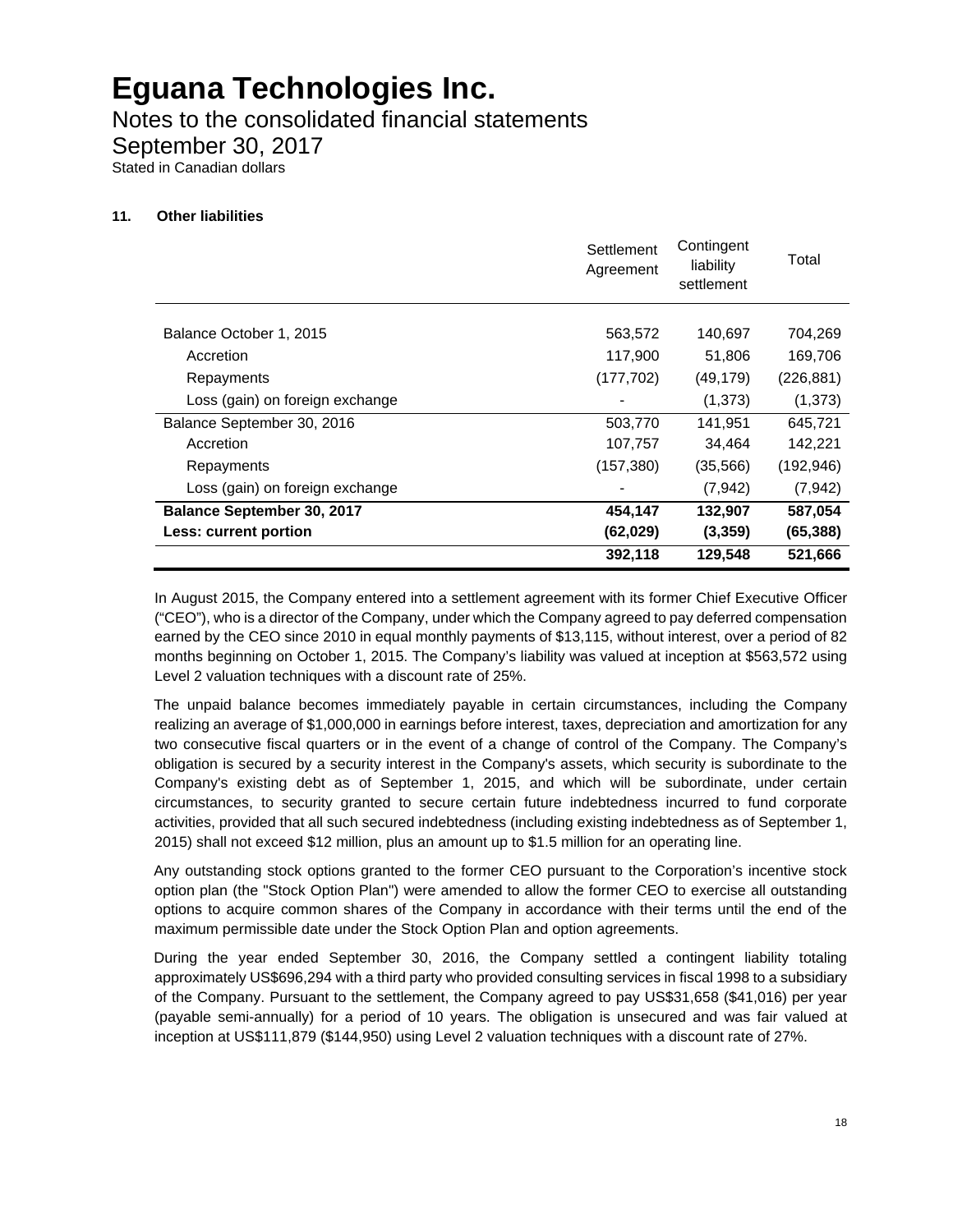# Eguana Technologies Inc.

Notes to the consolidated financial statements
September 30, 2017
Stated in Canadian dollars

### 11. Other liabilities

| | Settlement Agreement | Contingent liability settlement | Total |
|---|---|---|---|
| Balance October 1, 2015 | 563,572 | 140,697 | 704,269 |
| Accretion | 117,900 | 51,806 | 169,706 |
| Repayments | (177,702) | (49,179) | (226,881) |
| Loss (gain) on foreign exchange | - | (1,373) | (1,373) |
| Balance September 30, 2016 | 503,770 | 141,951 | 645,721 |
| Accretion | 107,757 | 34,464 | 142,221 |
| Repayments | (157,380) | (35,566) | (192,946) |
| Loss (gain) on foreign exchange | - | (7,942) | (7,942) |
| **Balance September 30, 2017** | **454,147** | **132,907** | **587,054** |
| **Less: current portion** | **(62,029)** | **(3,359)** | **(65,388)** |
| | **392,118** | **129,548** | **521,666** |

In August 2015, the Company entered into a settlement agreement with its former Chief Executive Officer ("CEO"), who is a director of the Company, under which the Company agreed to pay deferred compensation earned by the CEO since 2010 in equal monthly payments of $13,115, without interest, over a period of 82 months beginning on October 1, 2015. The Company's liability was valued at inception at $563,572 using Level 2 valuation techniques with a discount rate of 25%.

The unpaid balance becomes immediately payable in certain circumstances, including the Company realizing an average of $1,000,000 in earnings before interest, taxes, depreciation and amortization for any two consecutive fiscal quarters or in the event of a change of control of the Company. The Company's obligation is secured by a security interest in the Company's assets, which security is subordinate to the Company's existing debt as of September 1, 2015, and which will be subordinate, under certain circumstances, to security granted to secure certain future indebtedness incurred to fund corporate activities, provided that all such secured indebtedness (including existing indebtedness as of September 1, 2015) shall not exceed $12 million, plus an amount up to $1.5 million for an operating line.

Any outstanding stock options granted to the former CEO pursuant to the Corporation's incentive stock option plan (the "Stock Option Plan") were amended to allow the former CEO to exercise all outstanding options to acquire common shares of the Company in accordance with their terms until the end of the maximum permissible date under the Stock Option Plan and option agreements.

During the year ended September 30, 2016, the Company settled a contingent liability totaling approximately US$696,294 with a third party who provided consulting services in fiscal 1998 to a subsidiary of the Company. Pursuant to the settlement, the Company agreed to pay US$31,658 ($41,016) per year (payable semi-annually) for a period of 10 years. The obligation is unsecured and was fair valued at inception at US$111,879 ($144,950) using Level 2 valuation techniques with a discount rate of 27%.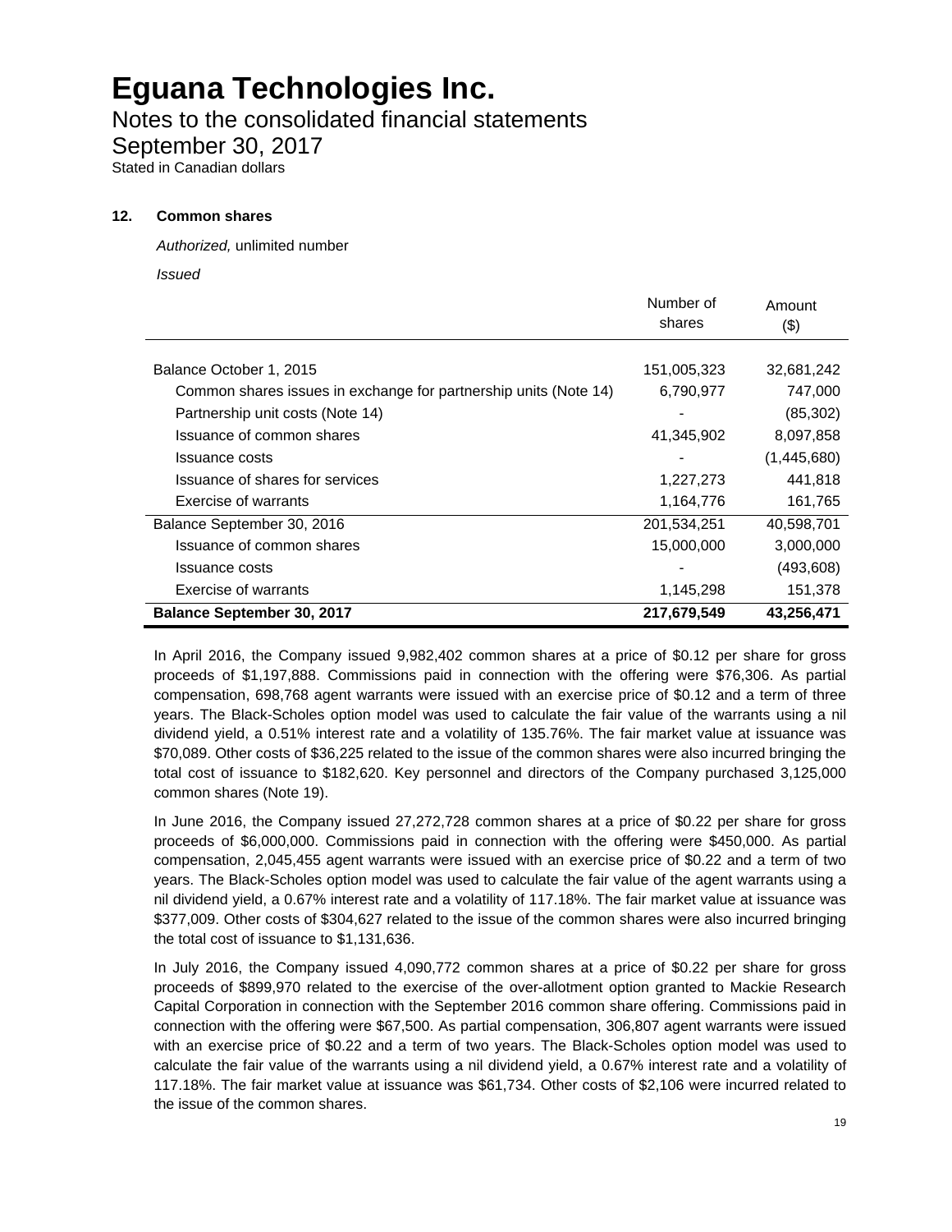# Eguana Technologies Inc.

Notes to the consolidated financial statements

September 30, 2017

Stated in Canadian dollars

## 12. Common shares

*Authorized,* unlimited number

*Issued*

| | Number of shares | Amount ($) |
|---|---|---|
| Balance October 1, 2015 | 151,005,323 | 32,681,242 |
| Common shares issues in exchange for partnership units (Note 14) | 6,790,977 | 747,000 |
| Partnership unit costs (Note 14) | - | (85,302) |
| Issuance of common shares | 41,345,902 | 8,097,858 |
| Issuance costs | - | (1,445,680) |
| Issuance of shares for services | 1,227,273 | 441,818 |
| Exercise of warrants | 1,164,776 | 161,765 |
| Balance September 30, 2016 | 201,534,251 | 40,598,701 |
| Issuance of common shares | 15,000,000 | 3,000,000 |
| Issuance costs | - | (493,608) |
| Exercise of warrants | 1,145,298 | 151,378 |
| **Balance September 30, 2017** | **217,679,549** | **43,256,471** |

In April 2016, the Company issued 9,982,402 common shares at a price of $0.12 per share for gross proceeds of $1,197,888. Commissions paid in connection with the offering were $76,306. As partial compensation, 698,768 agent warrants were issued with an exercise price of $0.12 and a term of three years. The Black-Scholes option model was used to calculate the fair value of the warrants using a nil dividend yield, a 0.51% interest rate and a volatility of 135.76%. The fair market value at issuance was $70,089. Other costs of $36,225 related to the issue of the common shares were also incurred bringing the total cost of issuance to $182,620. Key personnel and directors of the Company purchased 3,125,000 common shares (Note 19).

In June 2016, the Company issued 27,272,728 common shares at a price of $0.22 per share for gross proceeds of $6,000,000. Commissions paid in connection with the offering were $450,000. As partial compensation, 2,045,455 agent warrants were issued with an exercise price of $0.22 and a term of two years. The Black-Scholes option model was used to calculate the fair value of the agent warrants using a nil dividend yield, a 0.67% interest rate and a volatility of 117.18%. The fair market value at issuance was $377,009. Other costs of $304,627 related to the issue of the common shares were also incurred bringing the total cost of issuance to $1,131,636.

In July 2016, the Company issued 4,090,772 common shares at a price of $0.22 per share for gross proceeds of $899,970 related to the exercise of the over-allotment option granted to Mackie Research Capital Corporation in connection with the September 2016 common share offering. Commissions paid in connection with the offering were $67,500. As partial compensation, 306,807 agent warrants were issued with an exercise price of $0.22 and a term of two years. The Black-Scholes option model was used to calculate the fair value of the warrants using a nil dividend yield, a 0.67% interest rate and a volatility of 117.18%. The fair market value at issuance was $61,734. Other costs of $2,106 were incurred related to the issue of the common shares.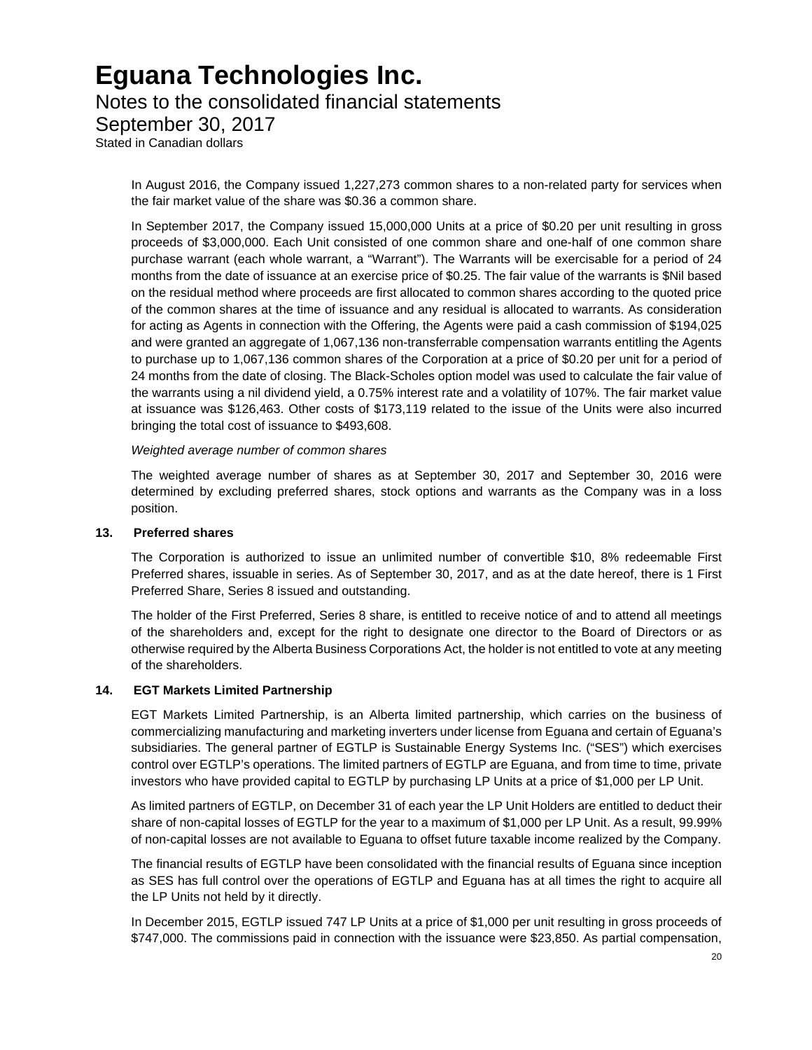In August 2016, the Company issued 1,227,273 common shares to a non-related party for services when the fair market value of the share was $0.36 a common share.

In September 2017, the Company issued 15,000,000 Units at a price of $0.20 per unit resulting in gross proceeds of $3,000,000. Each Unit consisted of one common share and one-half of one common share purchase warrant (each whole warrant, a "Warrant"). The Warrants will be exercisable for a period of 24 months from the date of issuance at an exercise price of $0.25. The fair value of the warrants is $Nil based on the residual method where proceeds are first allocated to common shares according to the quoted price of the common shares at the time of issuance and any residual is allocated to warrants. As consideration for acting as Agents in connection with the Offering, the Agents were paid a cash commission of $194,025 and were granted an aggregate of 1,067,136 non-transferrable compensation warrants entitling the Agents to purchase up to 1,067,136 common shares of the Corporation at a price of $0.20 per unit for a period of 24 months from the date of closing. The Black-Scholes option model was used to calculate the fair value of the warrants using a nil dividend yield, a 0.75% interest rate and a volatility of 107%. The fair market value at issuance was $126,463. Other costs of $173,119 related to the issue of the Units were also incurred bringing the total cost of issuance to $493,608.

*Weighted average number of common shares*

The weighted average number of shares as at September 30, 2017 and September 30, 2016 were determined by excluding preferred shares, stock options and warrants as the Company was in a loss position.

### 13. Preferred shares

The Corporation is authorized to issue an unlimited number of convertible $10, 8% redeemable First Preferred shares, issuable in series. As of September 30, 2017, and as at the date hereof, there is 1 First Preferred Share, Series 8 issued and outstanding.

The holder of the First Preferred, Series 8 share, is entitled to receive notice of and to attend all meetings of the shareholders and, except for the right to designate one director to the Board of Directors or as otherwise required by the Alberta Business Corporations Act, the holder is not entitled to vote at any meeting of the shareholders.

### 14. EGT Markets Limited Partnership

EGT Markets Limited Partnership, is an Alberta limited partnership, which carries on the business of commercializing manufacturing and marketing inverters under license from Eguana and certain of Eguana's subsidiaries. The general partner of EGTLP is Sustainable Energy Systems Inc. ("SES") which exercises control over EGTLP's operations. The limited partners of EGTLP are Eguana, and from time to time, private investors who have provided capital to EGTLP by purchasing LP Units at a price of $1,000 per LP Unit.

As limited partners of EGTLP, on December 31 of each year the LP Unit Holders are entitled to deduct their share of non-capital losses of EGTLP for the year to a maximum of $1,000 per LP Unit. As a result, 99.99% of non-capital losses are not available to Eguana to offset future taxable income realized by the Company.

The financial results of EGTLP have been consolidated with the financial results of Eguana since inception as SES has full control over the operations of EGTLP and Eguana has at all times the right to acquire all the LP Units not held by it directly.

In December 2015, EGTLP issued 747 LP Units at a price of $1,000 per unit resulting in gross proceeds of $747,000. The commissions paid in connection with the issuance were $23,850. As partial compensation,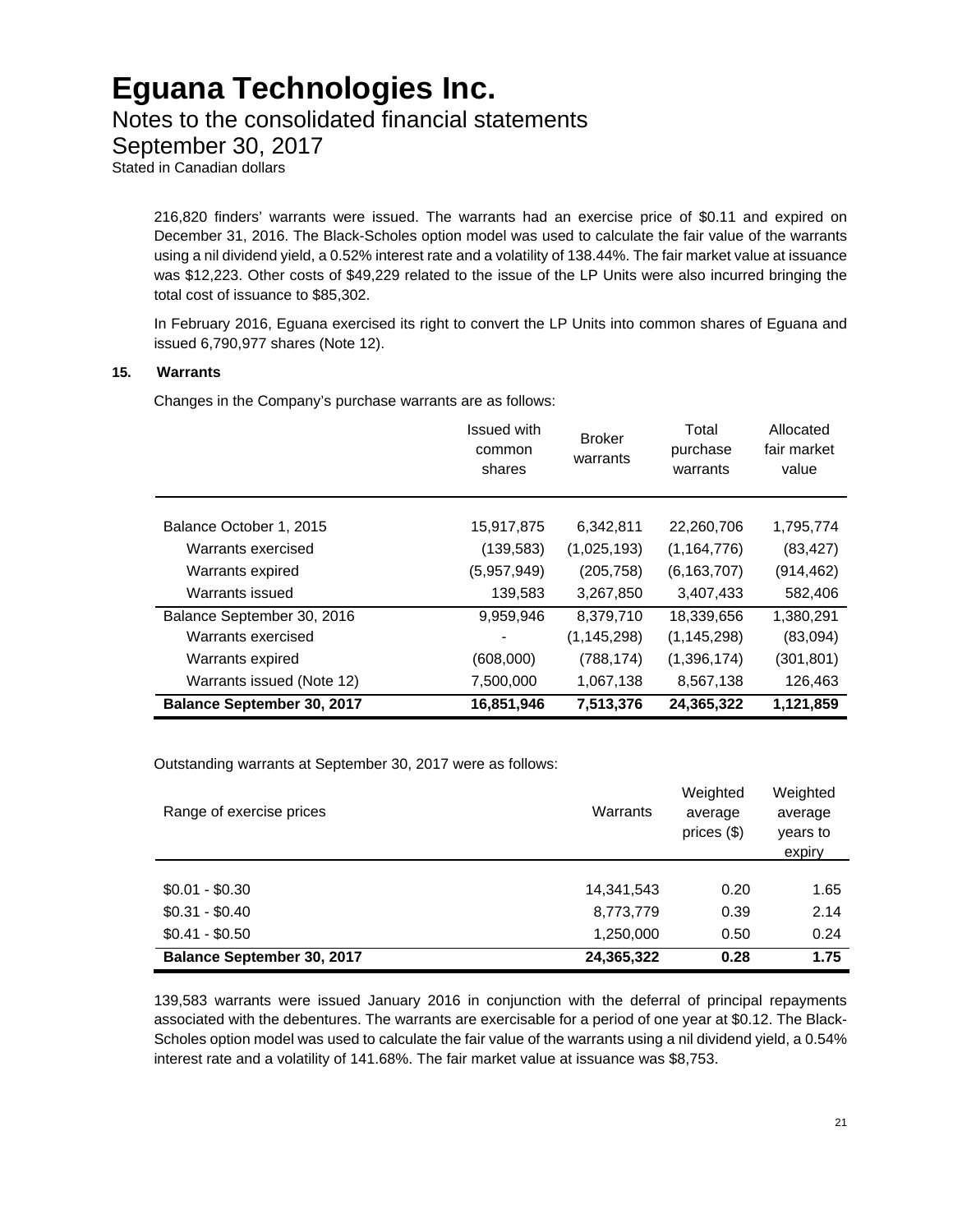216,820 finders' warrants were issued. The warrants had an exercise price of $0.11 and expired on December 31, 2016. The Black-Scholes option model was used to calculate the fair value of the warrants using a nil dividend yield, a 0.52% interest rate and a volatility of 138.44%. The fair market value at issuance was $12,223. Other costs of $49,229 related to the issue of the LP Units were also incurred bringing the total cost of issuance to $85,302.

In February 2016, Eguana exercised its right to convert the LP Units into common shares of Eguana and issued 6,790,977 shares (Note 12).

### 15. Warrants

Changes in the Company's purchase warrants are as follows:

| | Issued with common shares | Broker warrants | Total purchase warrants | Allocated fair market value |
|---|---|---|---|---|
| Balance October 1, 2015 | 15,917,875 | 6,342,811 | 22,260,706 | 1,795,774 |
| Warrants exercised | (139,583) | (1,025,193) | (1,164,776) | (83,427) |
| Warrants expired | (5,957,949) | (205,758) | (6,163,707) | (914,462) |
| Warrants issued | 139,583 | 3,267,850 | 3,407,433 | 582,406 |
| Balance September 30, 2016 | 9,959,946 | 8,379,710 | 18,339,656 | 1,380,291 |
| Warrants exercised | - | (1,145,298) | (1,145,298) | (83,094) |
| Warrants expired | (608,000) | (788,174) | (1,396,174) | (301,801) |
| Warrants issued (Note 12) | 7,500,000 | 1,067,138 | 8,567,138 | 126,463 |
| **Balance September 30, 2017** | **16,851,946** | **7,513,376** | **24,365,322** | **1,121,859** |

Outstanding warrants at September 30, 2017 were as follows:

| Range of exercise prices | Warrants | Weighted average prices ($) | Weighted average years to expiry |
|---|---|---|---|
| $0.01 - $0.30 | 14,341,543 | 0.20 | 1.65 |
| $0.31 - $0.40 | 8,773,779 | 0.39 | 2.14 |
| $0.41 - $0.50 | 1,250,000 | 0.50 | 0.24 |
| **Balance September 30, 2017** | **24,365,322** | **0.28** | **1.75** |

139,583 warrants were issued January 2016 in conjunction with the deferral of principal repayments associated with the debentures. The warrants are exercisable for a period of one year at $0.12. The Black-Scholes option model was used to calculate the fair value of the warrants using a nil dividend yield, a 0.54% interest rate and a volatility of 141.68%. The fair market value at issuance was $8,753.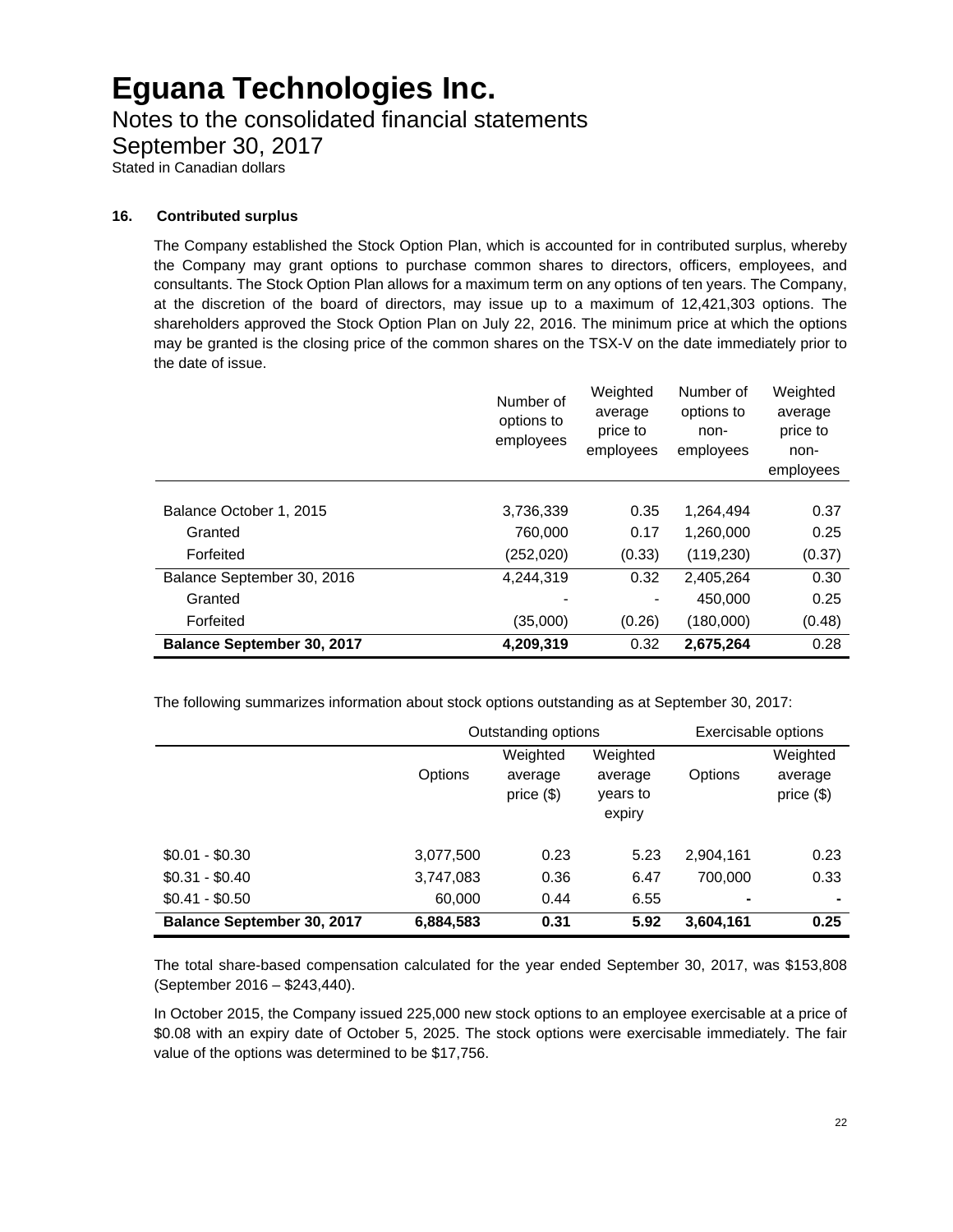# Eguana Technologies Inc.
## Notes to the consolidated financial statements
## September 30, 2017
Stated in Canadian dollars

**16. Contributed surplus**

The Company established the Stock Option Plan, which is accounted for in contributed surplus, whereby the Company may grant options to purchase common shares to directors, officers, employees, and consultants. The Stock Option Plan allows for a maximum term on any options of ten years. The Company, at the discretion of the board of directors, may issue up to a maximum of 12,421,303 options. The shareholders approved the Stock Option Plan on July 22, 2016. The minimum price at which the options may be granted is the closing price of the common shares on the TSX-V on the date immediately prior to the date of issue.

| | Number of options to employees | Weighted average price to employees | Number of options to non-employees | Weighted average price to non-employees |
|---|---|---|---|---|
| Balance October 1, 2015 | 3,736,339 | 0.35 | 1,264,494 | 0.37 |
| Granted | 760,000 | 0.17 | 1,260,000 | 0.25 |
| Forfeited | (252,020) | (0.33) | (119,230) | (0.37) |
| Balance September 30, 2016 | 4,244,319 | 0.32 | 2,405,264 | 0.30 |
| Granted | - | - | 450,000 | 0.25 |
| Forfeited | (35,000) | (0.26) | (180,000) | (0.48) |
| **Balance September 30, 2017** | **4,209,319** | 0.32 | **2,675,264** | 0.28 |

The following summarizes information about stock options outstanding as at September 30, 2017:

| | Outstanding options | | | Exercisable options | |
|---|---|---|---|---|---|
| | Options | Weighted average price ($) | Weighted average years to expiry | Options | Weighted average price ($) |
| $0.01 - $0.30 | 3,077,500 | 0.23 | 5.23 | 2,904,161 | 0.23 |
| $0.31 - $0.40 | 3,747,083 | 0.36 | 6.47 | 700,000 | 0.33 |
| $0.41 - $0.50 | 60,000 | 0.44 | 6.55 | - | - |
| **Balance September 30, 2017** | **6,884,583** | **0.31** | **5.92** | **3,604,161** | **0.25** |

The total share-based compensation calculated for the year ended September 30, 2017, was $153,808 (September 2016 – $243,440).

In October 2015, the Company issued 225,000 new stock options to an employee exercisable at a price of $0.08 with an expiry date of October 5, 2025. The stock options were exercisable immediately. The fair value of the options was determined to be $17,756.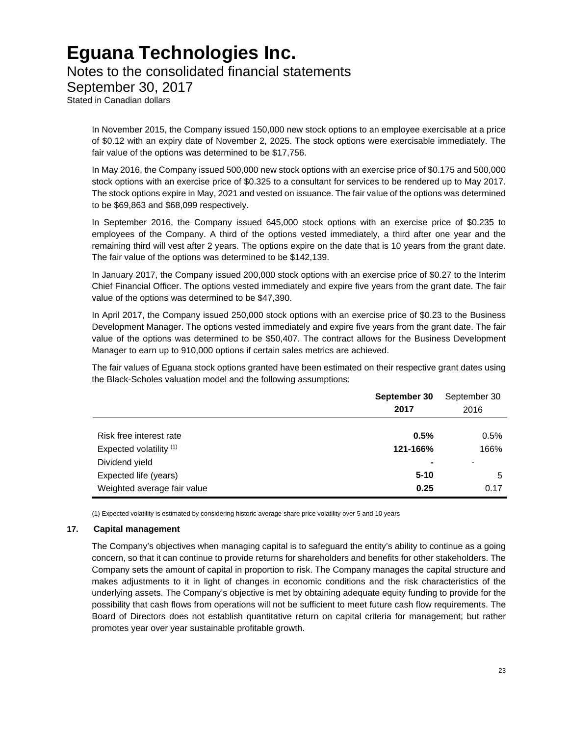In November 2015, the Company issued 150,000 new stock options to an employee exercisable at a price of $0.12 with an expiry date of November 2, 2025. The stock options were exercisable immediately. The fair value of the options was determined to be $17,756.

In May 2016, the Company issued 500,000 new stock options with an exercise price of $0.175 and 500,000 stock options with an exercise price of $0.325 to a consultant for services to be rendered up to May 2017. The stock options expire in May, 2021 and vested on issuance. The fair value of the options was determined to be $69,863 and $68,099 respectively.

In September 2016, the Company issued 645,000 stock options with an exercise price of $0.235 to employees of the Company. A third of the options vested immediately, a third after one year and the remaining third will vest after 2 years. The options expire on the date that is 10 years from the grant date. The fair value of the options was determined to be $142,139.

In January 2017, the Company issued 200,000 stock options with an exercise price of $0.27 to the Interim Chief Financial Officer. The options vested immediately and expire five years from the grant date. The fair value of the options was determined to be $47,390.

In April 2017, the Company issued 250,000 stock options with an exercise price of $0.23 to the Business Development Manager. The options vested immediately and expire five years from the grant date. The fair value of the options was determined to be $50,407. The contract allows for the Business Development Manager to earn up to 910,000 options if certain sales metrics are achieved.

The fair values of Eguana stock options granted have been estimated on their respective grant dates using the Black-Scholes valuation model and the following assumptions:

| | **September 30 2017** | September 30 2016 |
|---|---|---|
| Risk free interest rate | **0.5%** | 0.5% |
| Expected volatility [1] | **121-166%** | 166% |
| Dividend yield | **-** | - |
| Expected life (years) | **5-10** | 5 |
| Weighted average fair value | **0.25** | 0.17 |

(1) Expected volatility is estimated by considering historic average share price volatility over 5 and 10 years

## 17. Capital management

The Company's objectives when managing capital is to safeguard the entity's ability to continue as a going concern, so that it can continue to provide returns for shareholders and benefits for other stakeholders. The Company sets the amount of capital in proportion to risk. The Company manages the capital structure and makes adjustments to it in light of changes in economic conditions and the risk characteristics of the underlying assets. The Company's objective is met by obtaining adequate equity funding to provide for the possibility that cash flows from operations will not be sufficient to meet future cash flow requirements. The Board of Directors does not establish quantitative return on capital criteria for management; but rather promotes year over year sustainable profitable growth.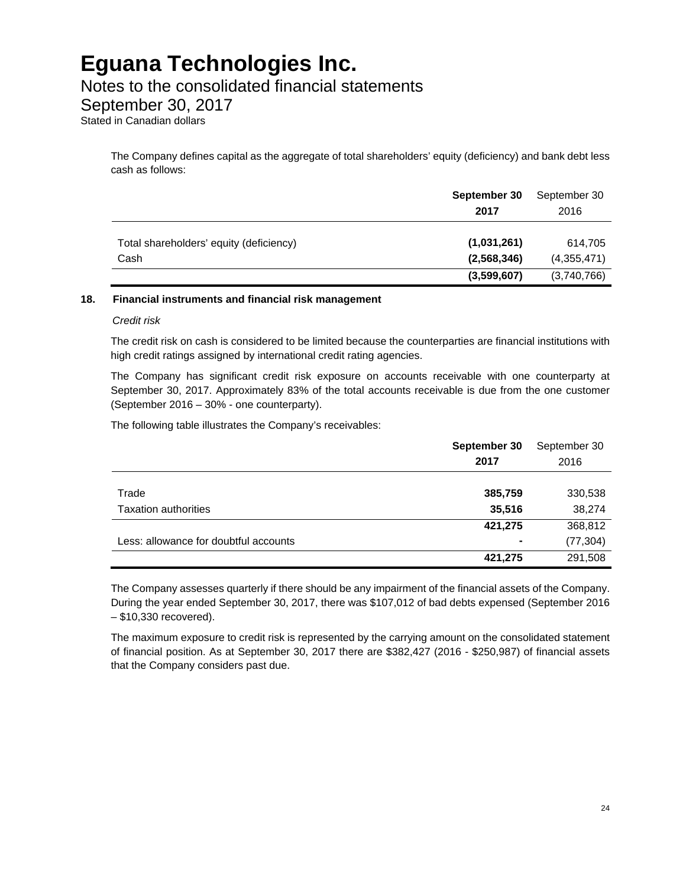# Eguana Technologies Inc.

## Notes to the consolidated financial statements

## September 30, 2017

Stated in Canadian dollars

The Company defines capital as the aggregate of total shareholders' equity (deficiency) and bank debt less cash as follows:

| | **September 30 2017** | September 30 2016 |
|---|---|---|
| Total shareholders' equity (deficiency) | **(1,031,261)** | 614,705 |
| Cash | **(2,568,346)** | (4,355,471) |
| | **(3,599,607)** | (3,740,766) |

### 18. Financial instruments and financial risk management

*Credit risk*

The credit risk on cash is considered to be limited because the counterparties are financial institutions with high credit ratings assigned by international credit rating agencies.

The Company has significant credit risk exposure on accounts receivable with one counterparty at September 30, 2017. Approximately 83% of the total accounts receivable is due from the one customer (September 2016 – 30% - one counterparty).

The following table illustrates the Company's receivables:

| | **September 30 2017** | September 30 2016 |
|---|---|---|
| Trade | **385,759** | 330,538 |
| Taxation authorities | **35,516** | 38,274 |
| | **421,275** | 368,812 |
| Less: allowance for doubtful accounts | **-** | (77,304) |
| | **421,275** | 291,508 |

The Company assesses quarterly if there should be any impairment of the financial assets of the Company. During the year ended September 30, 2017, there was $107,012 of bad debts expensed (September 2016 – $10,330 recovered).

The maximum exposure to credit risk is represented by the carrying amount on the consolidated statement of financial position. As at September 30, 2017 there are $382,427 (2016 - $250,987) of financial assets that the Company considers past due.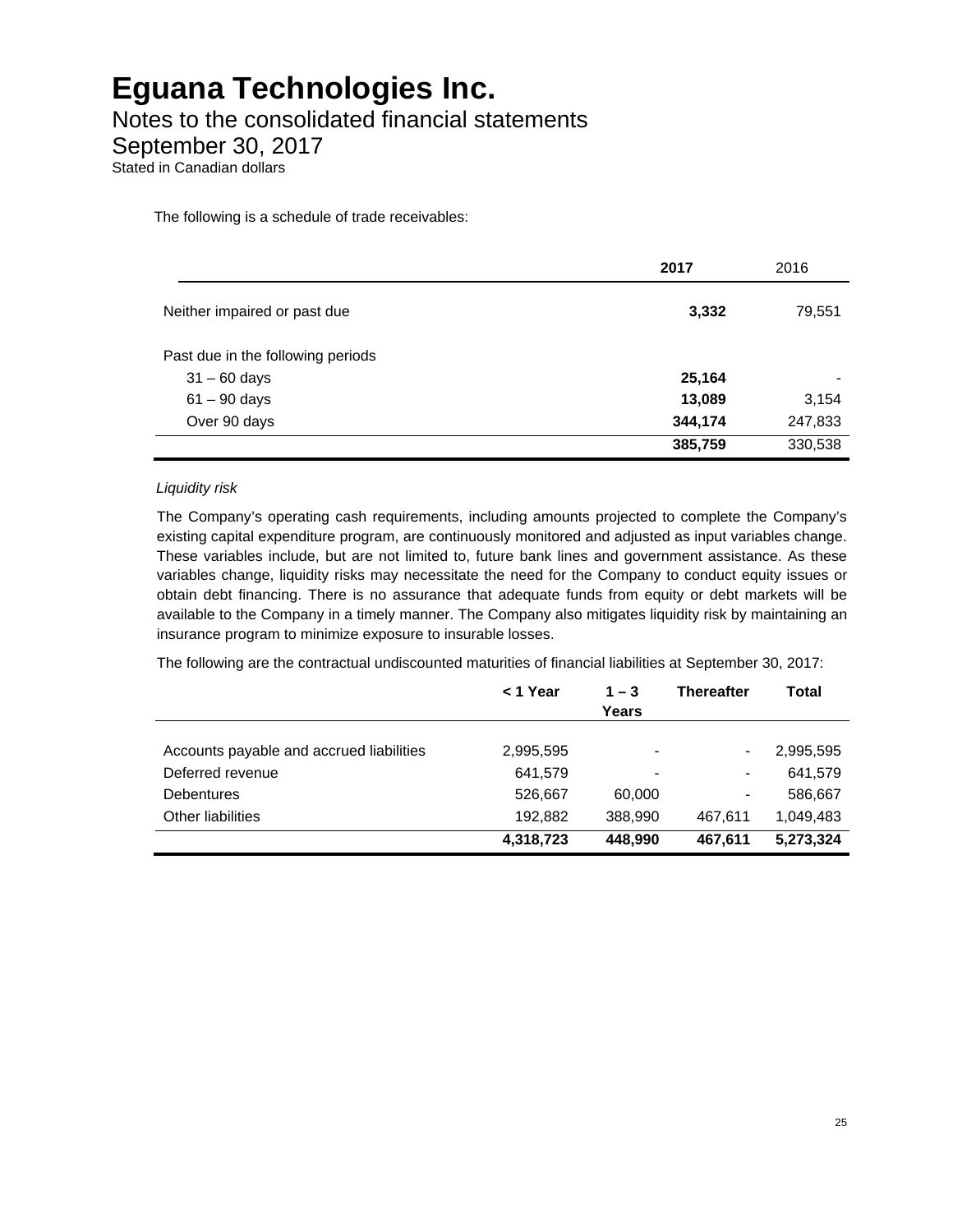# Eguana Technologies Inc.

Notes to the consolidated financial statements
September 30, 2017
Stated in Canadian dollars

The following is a schedule of trade receivables:

| | **2017** | 2016 |
|---|---|---|
| Neither impaired or past due | **3,332** | 79,551 |
| Past due in the following periods | | |
| 31 – 60 days | **25,164** | - |
| 61 – 90 days | **13,089** | 3,154 |
| Over 90 days | **344,174** | 247,833 |
| | **385,759** | 330,538 |

*Liquidity risk*

The Company's operating cash requirements, including amounts projected to complete the Company's existing capital expenditure program, are continuously monitored and adjusted as input variables change. These variables include, but are not limited to, future bank lines and government assistance. As these variables change, liquidity risks may necessitate the need for the Company to conduct equity issues or obtain debt financing. There is no assurance that adequate funds from equity or debt markets will be available to the Company in a timely manner. The Company also mitigates liquidity risk by maintaining an insurance program to minimize exposure to insurable losses.

The following are the contractual undiscounted maturities of financial liabilities at September 30, 2017:

| | **< 1 Year** | **1 – 3 Years** | **Thereafter** | **Total** |
|---|---|---|---|---|
| Accounts payable and accrued liabilities | 2,995,595 | - | - | 2,995,595 |
| Deferred revenue | 641,579 | - | - | 641,579 |
| Debentures | 526,667 | 60,000 | - | 586,667 |
| Other liabilities | 192,882 | 388,990 | 467,611 | 1,049,483 |
| | **4,318,723** | **448,990** | **467,611** | **5,273,324** |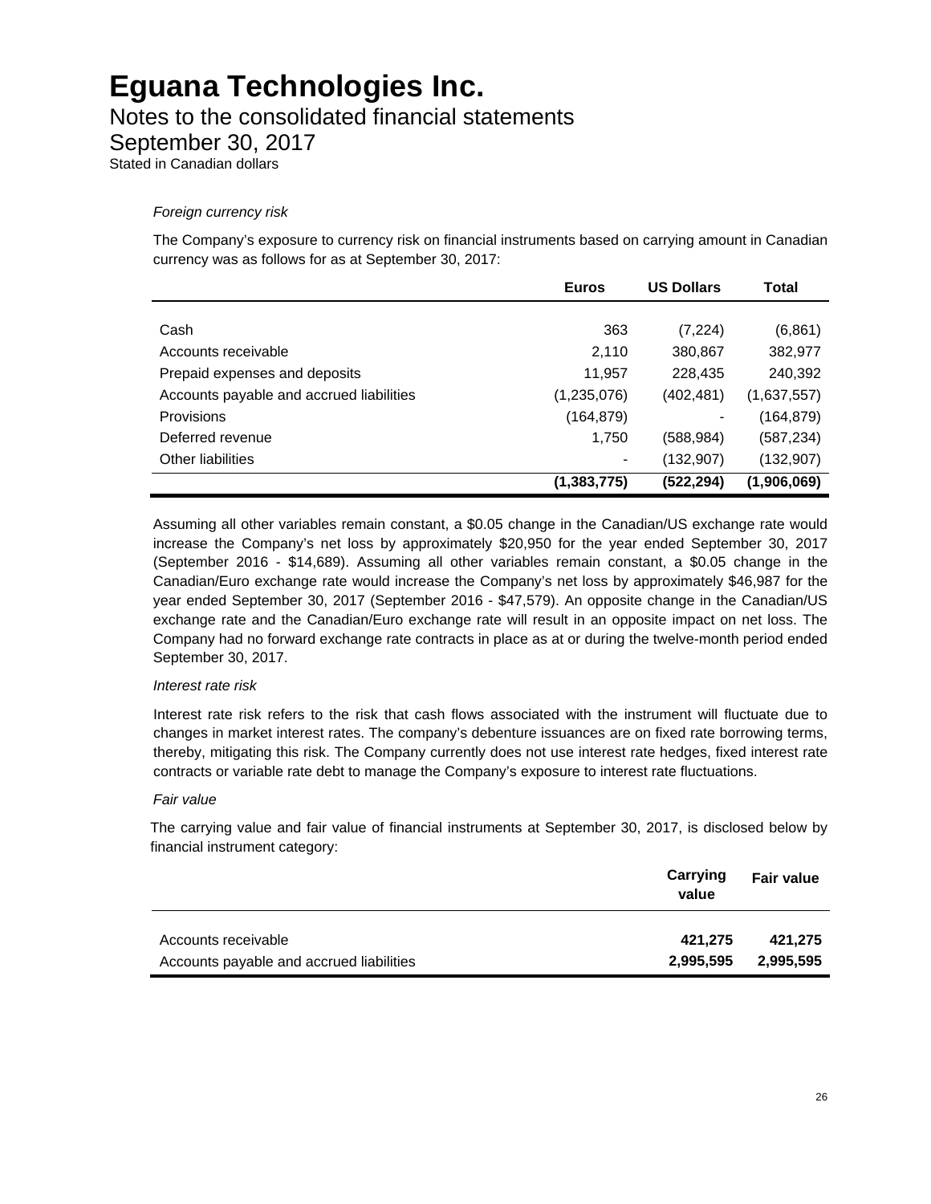# Eguana Technologies Inc.

## Notes to the consolidated financial statements

## September 30, 2017

Stated in Canadian dollars

*Foreign currency risk*

The Company's exposure to currency risk on financial instruments based on carrying amount in Canadian currency was as follows for as at September 30, 2017:

| | Euros | US Dollars | Total |
|---|---|---|---|
| Cash | 363 | (7,224) | (6,861) |
| Accounts receivable | 2,110 | 380,867 | 382,977 |
| Prepaid expenses and deposits | 11,957 | 228,435 | 240,392 |
| Accounts payable and accrued liabilities | (1,235,076) | (402,481) | (1,637,557) |
| Provisions | (164,879) | - | (164,879) |
| Deferred revenue | 1,750 | (588,984) | (587,234) |
| Other liabilities | - | (132,907) | (132,907) |
| | **(1,383,775)** | **(522,294)** | **(1,906,069)** |

Assuming all other variables remain constant, a $0.05 change in the Canadian/US exchange rate would increase the Company's net loss by approximately $20,950 for the year ended September 30, 2017 (September 2016 - $14,689). Assuming all other variables remain constant, a $0.05 change in the Canadian/Euro exchange rate would increase the Company's net loss by approximately $46,987 for the year ended September 30, 2017 (September 2016 - $47,579). An opposite change in the Canadian/US exchange rate and the Canadian/Euro exchange rate will result in an opposite impact on net loss. The Company had no forward exchange rate contracts in place as at or during the twelve-month period ended September 30, 2017.

*Interest rate risk*

Interest rate risk refers to the risk that cash flows associated with the instrument will fluctuate due to changes in market interest rates. The company's debenture issuances are on fixed rate borrowing terms, thereby, mitigating this risk. The Company currently does not use interest rate hedges, fixed interest rate contracts or variable rate debt to manage the Company's exposure to interest rate fluctuations.

*Fair value*

The carrying value and fair value of financial instruments at September 30, 2017, is disclosed below by financial instrument category:

| | Carrying value | Fair value |
|---|---|---|
| Accounts receivable | **421,275** | **421,275** |
| Accounts payable and accrued liabilities | **2,995,595** | **2,995,595** |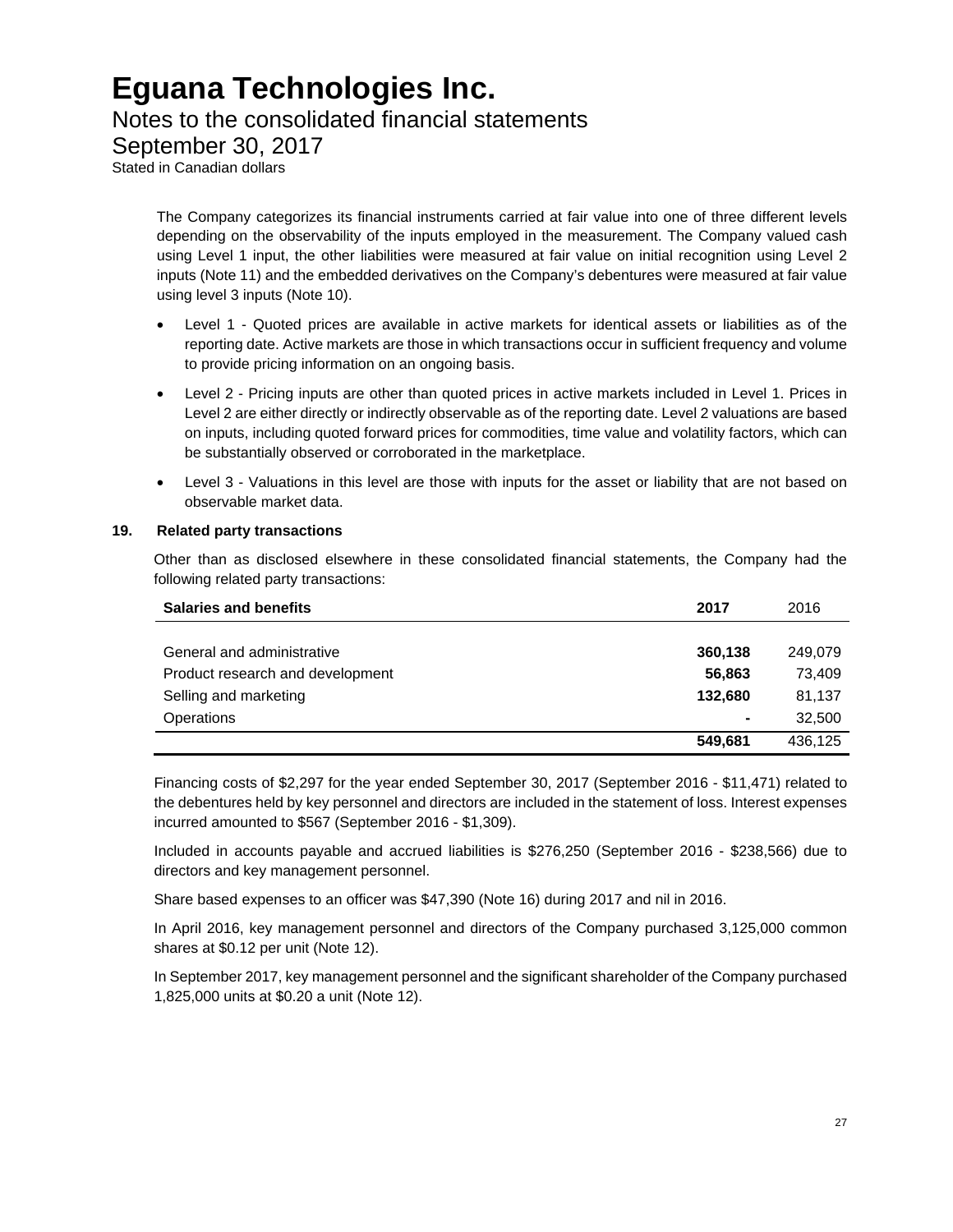The Company categorizes its financial instruments carried at fair value into one of three different levels depending on the observability of the inputs employed in the measurement. The Company valued cash using Level 1 input, the other liabilities were measured at fair value on initial recognition using Level 2 inputs (Note 11) and the embedded derivatives on the Company's debentures were measured at fair value using level 3 inputs (Note 10).

- Level 1 - Quoted prices are available in active markets for identical assets or liabilities as of the reporting date. Active markets are those in which transactions occur in sufficient frequency and volume to provide pricing information on an ongoing basis.
- Level 2 - Pricing inputs are other than quoted prices in active markets included in Level 1. Prices in Level 2 are either directly or indirectly observable as of the reporting date. Level 2 valuations are based on inputs, including quoted forward prices for commodities, time value and volatility factors, which can be substantially observed or corroborated in the marketplace.
- Level 3 - Valuations in this level are those with inputs for the asset or liability that are not based on observable market data.

## 19. Related party transactions

Other than as disclosed elsewhere in these consolidated financial statements, the Company had the following related party transactions:

| **Salaries and benefits** | **2017** | 2016 |
|---|---|---|
| General and administrative | **360,138** | 249,079 |
| Product research and development | **56,863** | 73,409 |
| Selling and marketing | **132,680** | 81,137 |
| Operations | **-** | 32,500 |
| | **549,681** | 436,125 |

Financing costs of $2,297 for the year ended September 30, 2017 (September 2016 - $11,471) related to the debentures held by key personnel and directors are included in the statement of loss. Interest expenses incurred amounted to $567 (September 2016 - $1,309).

Included in accounts payable and accrued liabilities is $276,250 (September 2016 - $238,566) due to directors and key management personnel.

Share based expenses to an officer was $47,390 (Note 16) during 2017 and nil in 2016.

In April 2016, key management personnel and directors of the Company purchased 3,125,000 common shares at $0.12 per unit (Note 12).

In September 2017, key management personnel and the significant shareholder of the Company purchased 1,825,000 units at $0.20 a unit (Note 12).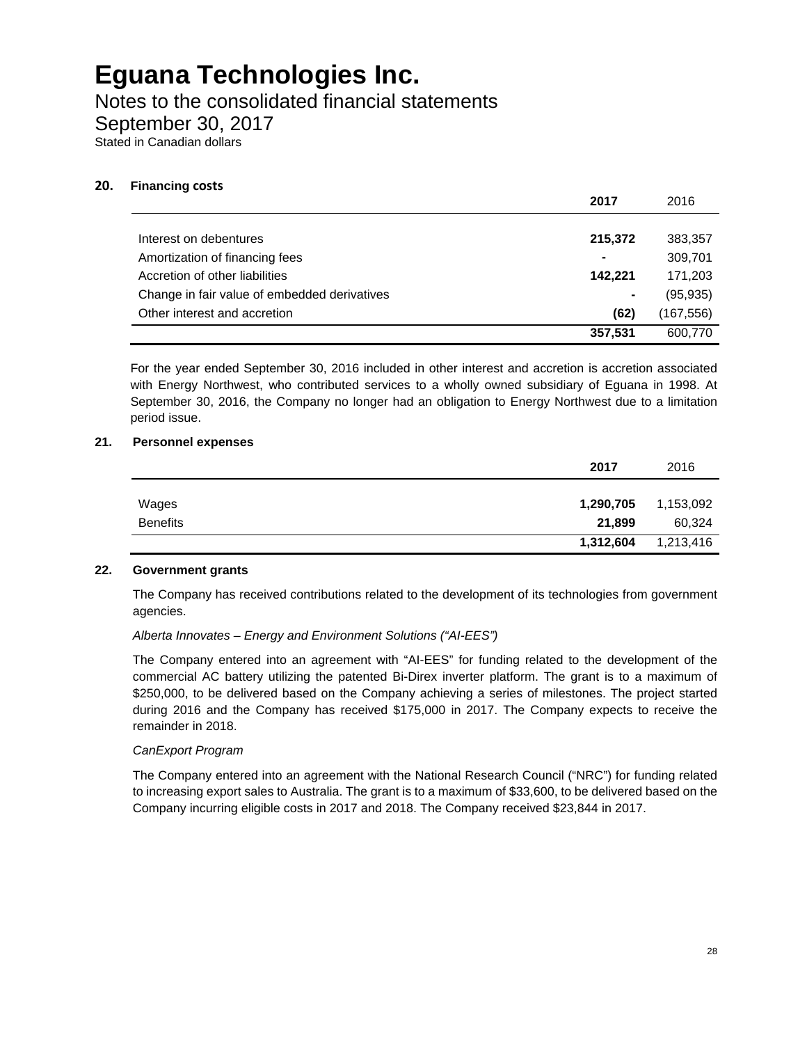# Eguana Technologies Inc.

## Notes to the consolidated financial statements

## September 30, 2017

Stated in Canadian dollars

### 20. Financing costs

| | **2017** | 2016 |
|---|---|---|
| Interest on debentures | **215,372** | 383,357 |
| Amortization of financing fees | **-** | 309,701 |
| Accretion of other liabilities | **142,221** | 171,203 |
| Change in fair value of embedded derivatives | **-** | (95,935) |
| Other interest and accretion | **(62)** | (167,556) |
| | **357,531** | 600,770 |

For the year ended September 30, 2016 included in other interest and accretion is accretion associated with Energy Northwest, who contributed services to a wholly owned subsidiary of Eguana in 1998. At September 30, 2016, the Company no longer had an obligation to Energy Northwest due to a limitation period issue.

### 21. Personnel expenses

| | **2017** | 2016 |
|---|---|---|
| Wages | **1,290,705** | 1,153,092 |
| Benefits | **21,899** | 60,324 |
| | **1,312,604** | 1,213,416 |

### 22. Government grants

The Company has received contributions related to the development of its technologies from government agencies.

*Alberta Innovates – Energy and Environment Solutions ("AI-EES")*

The Company entered into an agreement with "AI-EES" for funding related to the development of the commercial AC battery utilizing the patented Bi-Direx inverter platform. The grant is to a maximum of \$250,000, to be delivered based on the Company achieving a series of milestones. The project started during 2016 and the Company has received \$175,000 in 2017. The Company expects to receive the remainder in 2018.

*CanExport Program*

The Company entered into an agreement with the National Research Council ("NRC") for funding related to increasing export sales to Australia. The grant is to a maximum of \$33,600, to be delivered based on the Company incurring eligible costs in 2017 and 2018. The Company received \$23,844 in 2017.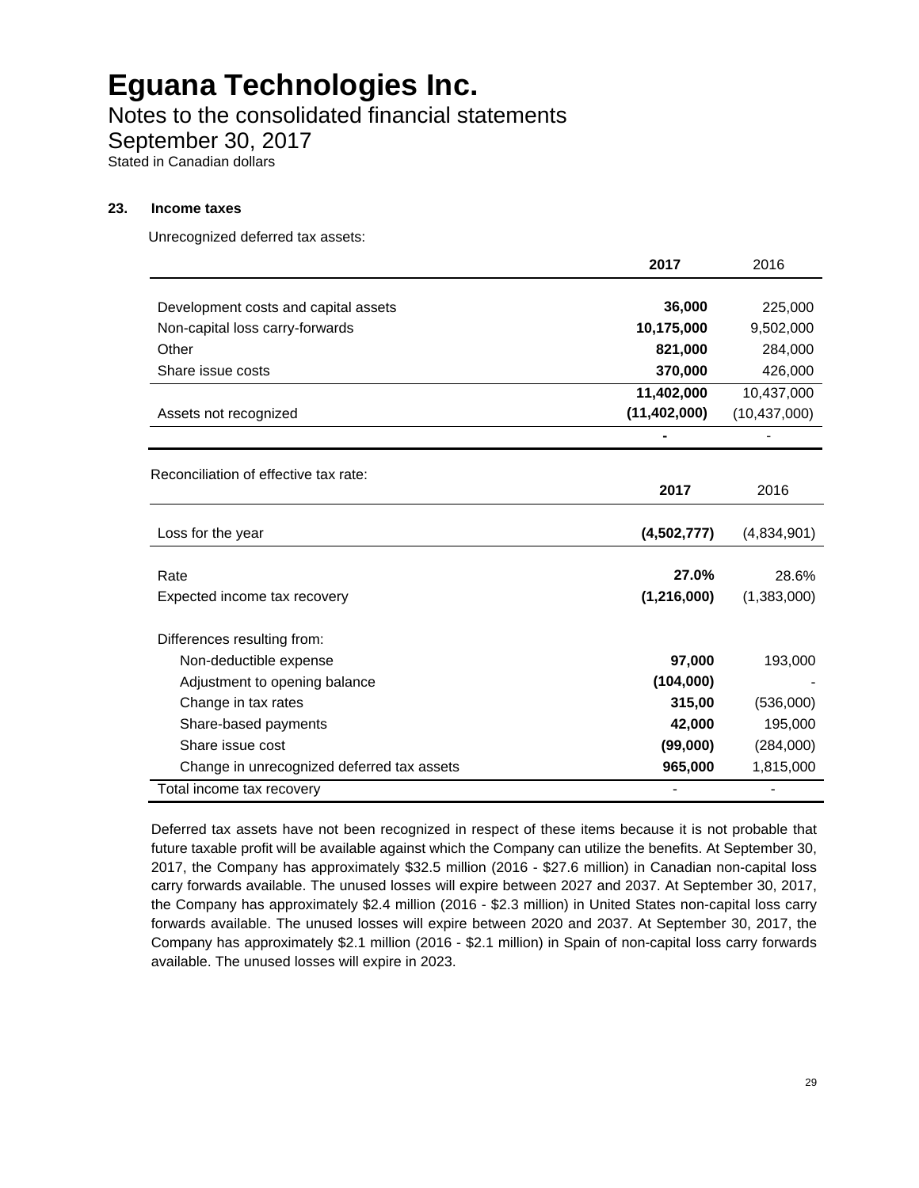# Eguana Technologies Inc.

Notes to the consolidated financial statements

September 30, 2017

Stated in Canadian dollars

### 23. Income taxes

Unrecognized deferred tax assets:

| | 2017 | 2016 |
|---|---|---|
| Development costs and capital assets | **36,000** | 225,000 |
| Non-capital loss carry-forwards | **10,175,000** | 9,502,000 |
| Other | **821,000** | 284,000 |
| Share issue costs | **370,000** | 426,000 |
| | **11,402,000** | 10,437,000 |
| Assets not recognized | **(11,402,000)** | (10,437,000) |
| | **-** | - |

Reconciliation of effective tax rate:

| | 2017 | 2016 |
|---|---|---|
| Loss for the year | **(4,502,777)** | (4,834,901) |
| Rate | **27.0%** | 28.6% |
| Expected income tax recovery | **(1,216,000)** | (1,383,000) |
| Differences resulting from: | | |
| Non-deductible expense | **97,000** | 193,000 |
| Adjustment to opening balance | **(104,000)** | - |
| Change in tax rates | **315,00** | (536,000) |
| Share-based payments | **42,000** | 195,000 |
| Share issue cost | **(99,000)** | (284,000) |
| Change in unrecognized deferred tax assets | **965,000** | 1,815,000 |
| Total income tax recovery | - | - |

Deferred tax assets have not been recognized in respect of these items because it is not probable that future taxable profit will be available against which the Company can utilize the benefits. At September 30, 2017, the Company has approximately $32.5 million (2016 - $27.6 million) in Canadian non-capital loss carry forwards available. The unused losses will expire between 2027 and 2037. At September 30, 2017, the Company has approximately $2.4 million (2016 - $2.3 million) in United States non-capital loss carry forwards available. The unused losses will expire between 2020 and 2037. At September 30, 2017, the Company has approximately $2.1 million (2016 - $2.1 million) in Spain of non-capital loss carry forwards available. The unused losses will expire in 2023.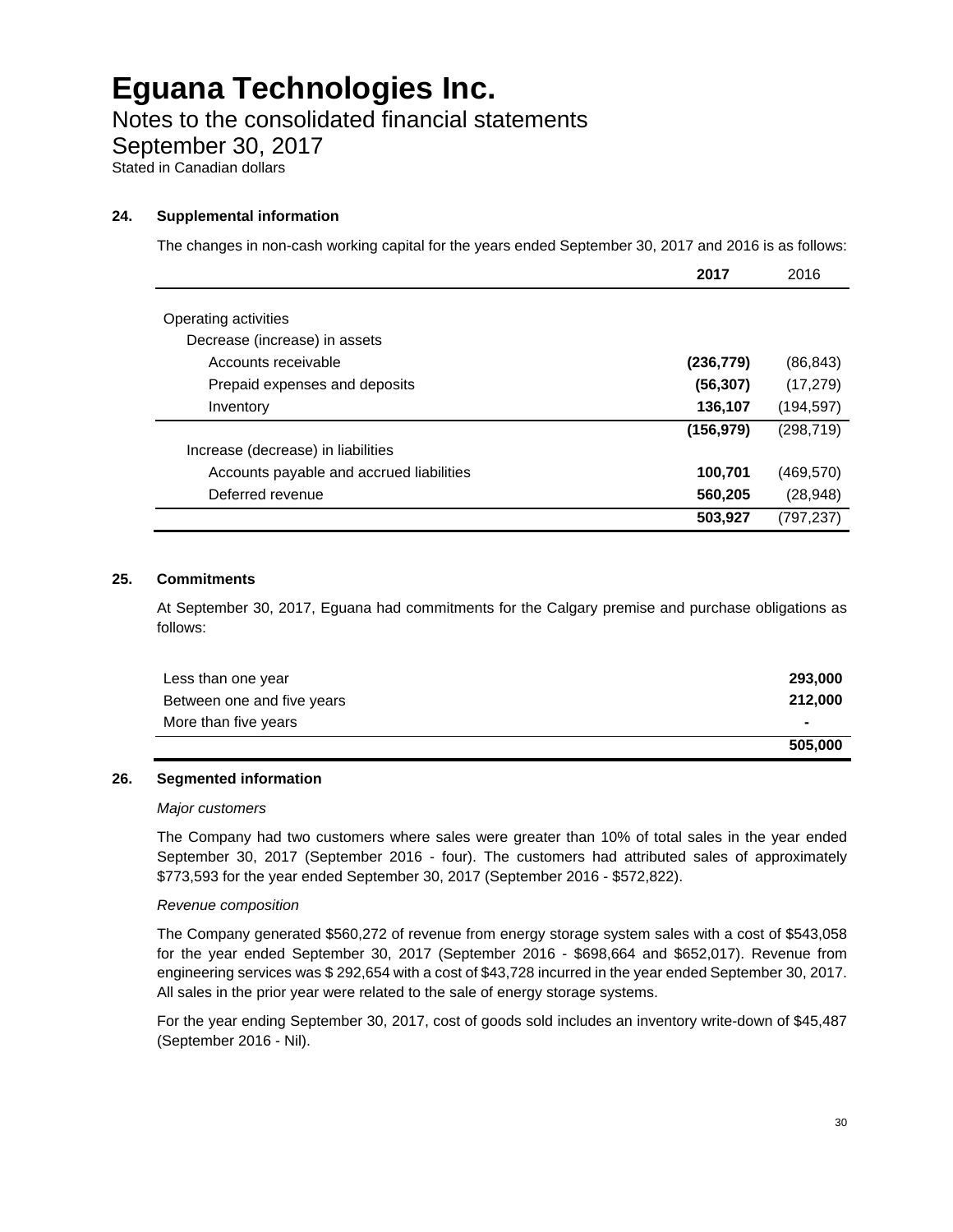# Eguana Technologies Inc.

## Notes to the consolidated financial statements

## September 30, 2017

Stated in Canadian dollars

### 24. Supplemental information

The changes in non-cash working capital for the years ended September 30, 2017 and 2016 is as follows:

| | 2017 | 2016 |
|---|---|---|
| Operating activities | | |
| Decrease (increase) in assets | | |
| Accounts receivable | (236,779) | (86,843) |
| Prepaid expenses and deposits | (56,307) | (17,279) |
| Inventory | 136,107 | (194,597) |
| | (156,979) | (298,719) |
| Increase (decrease) in liabilities | | |
| Accounts payable and accrued liabilities | 100,701 | (469,570) |
| Deferred revenue | 560,205 | (28,948) |
| | 503,927 | (797,237) |

### 25. Commitments

At September 30, 2017, Eguana had commitments for the Calgary premise and purchase obligations as follows:

| | |
|---|---|
| Less than one year | 293,000 |
| Between one and five years | 212,000 |
| More than five years | - |
| | 505,000 |

### 26. Segmented information

*Major customers*

The Company had two customers where sales were greater than 10% of total sales in the year ended September 30, 2017 (September 2016 - four). The customers had attributed sales of approximately $773,593 for the year ended September 30, 2017 (September 2016 - $572,822).

*Revenue composition*

The Company generated $560,272 of revenue from energy storage system sales with a cost of $543,058 for the year ended September 30, 2017 (September 2016 - $698,664 and $652,017). Revenue from engineering services was $ 292,654 with a cost of $43,728 incurred in the year ended September 30, 2017. All sales in the prior year were related to the sale of energy storage systems.

For the year ending September 30, 2017, cost of goods sold includes an inventory write-down of $45,487 (September 2016 - Nil).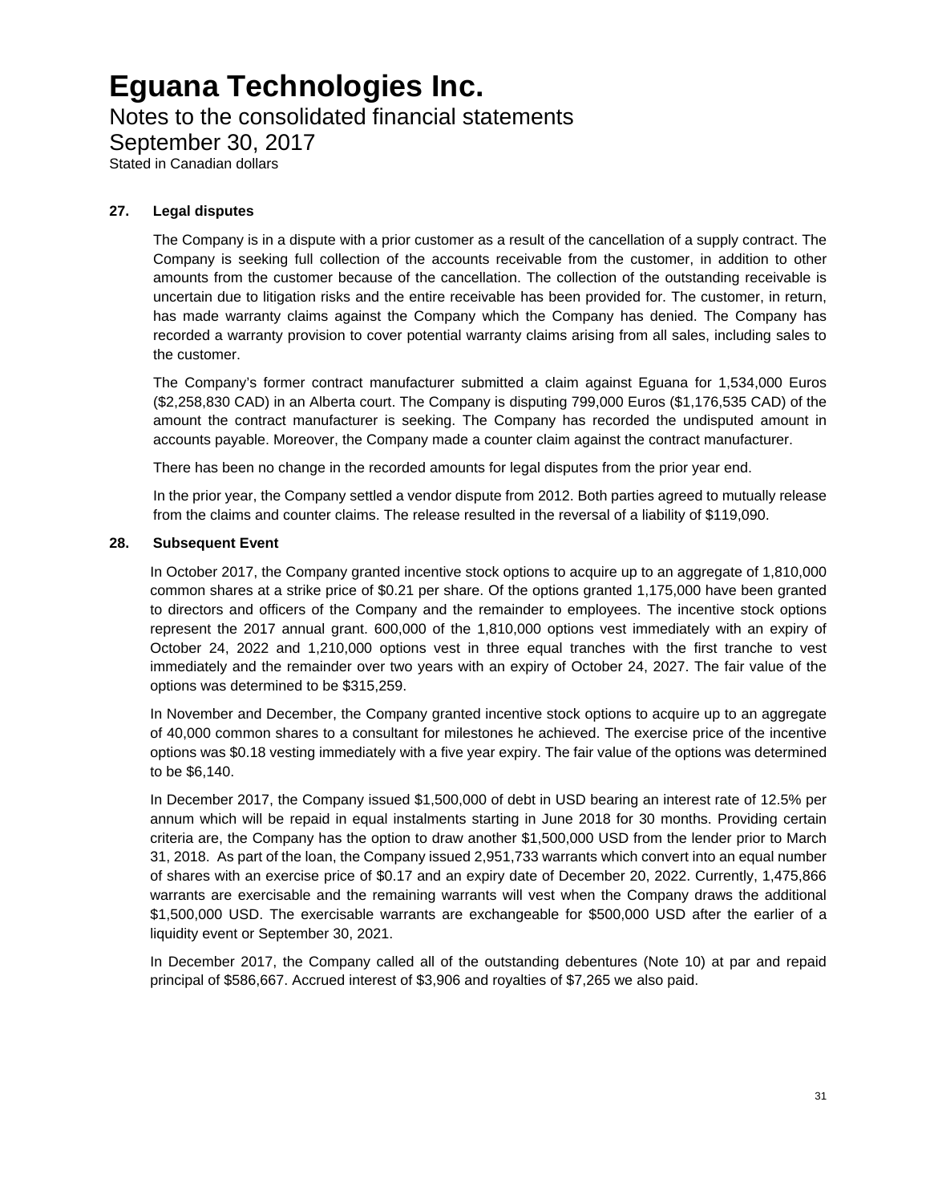# Eguana Technologies Inc.

Notes to the consolidated financial statements
September 30, 2017
Stated in Canadian dollars

### 27. Legal disputes

The Company is in a dispute with a prior customer as a result of the cancellation of a supply contract. The Company is seeking full collection of the accounts receivable from the customer, in addition to other amounts from the customer because of the cancellation. The collection of the outstanding receivable is uncertain due to litigation risks and the entire receivable has been provided for. The customer, in return, has made warranty claims against the Company which the Company has denied. The Company has recorded a warranty provision to cover potential warranty claims arising from all sales, including sales to the customer.

The Company's former contract manufacturer submitted a claim against Eguana for 1,534,000 Euros ($2,258,830 CAD) in an Alberta court. The Company is disputing 799,000 Euros ($1,176,535 CAD) of the amount the contract manufacturer is seeking. The Company has recorded the undisputed amount in accounts payable. Moreover, the Company made a counter claim against the contract manufacturer.

There has been no change in the recorded amounts for legal disputes from the prior year end.

In the prior year, the Company settled a vendor dispute from 2012. Both parties agreed to mutually release from the claims and counter claims. The release resulted in the reversal of a liability of $119,090.

### 28. Subsequent Event

In October 2017, the Company granted incentive stock options to acquire up to an aggregate of 1,810,000 common shares at a strike price of $0.21 per share. Of the options granted 1,175,000 have been granted to directors and officers of the Company and the remainder to employees. The incentive stock options represent the 2017 annual grant. 600,000 of the 1,810,000 options vest immediately with an expiry of October 24, 2022 and 1,210,000 options vest in three equal tranches with the first tranche to vest immediately and the remainder over two years with an expiry of October 24, 2027. The fair value of the options was determined to be $315,259.

In November and December, the Company granted incentive stock options to acquire up to an aggregate of 40,000 common shares to a consultant for milestones he achieved. The exercise price of the incentive options was $0.18 vesting immediately with a five year expiry. The fair value of the options was determined to be $6,140.

In December 2017, the Company issued $1,500,000 of debt in USD bearing an interest rate of 12.5% per annum which will be repaid in equal instalments starting in June 2018 for 30 months. Providing certain criteria are, the Company has the option to draw another $1,500,000 USD from the lender prior to March 31, 2018. As part of the loan, the Company issued 2,951,733 warrants which convert into an equal number of shares with an exercise price of $0.17 and an expiry date of December 20, 2022. Currently, 1,475,866 warrants are exercisable and the remaining warrants will vest when the Company draws the additional $1,500,000 USD. The exercisable warrants are exchangeable for $500,000 USD after the earlier of a liquidity event or September 30, 2021.

In December 2017, the Company called all of the outstanding debentures (Note 10) at par and repaid principal of $586,667. Accrued interest of $3,906 and royalties of $7,265 we also paid.